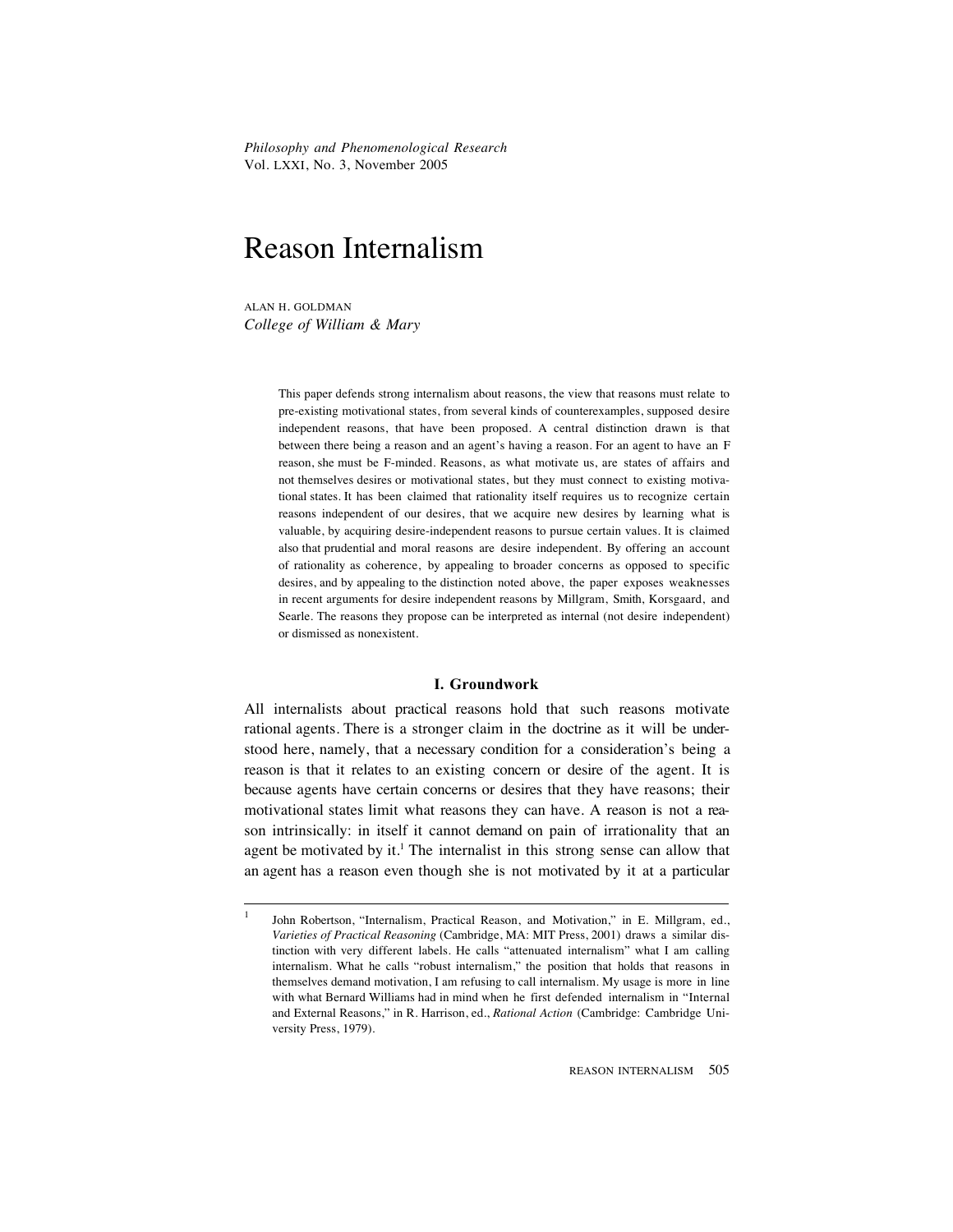*Philosophy and Phenomenological Research*
Vol. LXXI, No. 3, November 2005

# Reason Internalism

ALAN H. GOLDMAN
*College of William & Mary*

This paper defends strong internalism about reasons, the view that reasons must relate to pre-existing motivational states, from several kinds of counterexamples, supposed desire independent reasons, that have been proposed. A central distinction drawn is that between there being a reason and an agent's having a reason. For an agent to have an F reason, she must be F-minded. Reasons, as what motivate us, are states of affairs and not themselves desires or motivational states, but they must connect to existing motivational states. It has been claimed that rationality itself requires us to recognize certain reasons independent of our desires, that we acquire new desires by learning what is valuable, by acquiring desire-independent reasons to pursue certain values. It is claimed also that prudential and moral reasons are desire independent. By offering an account of rationality as coherence, by appealing to broader concerns as opposed to specific desires, and by appealing to the distinction noted above, the paper exposes weaknesses in recent arguments for desire independent reasons by Millgram, Smith, Korsgaard, and Searle. The reasons they propose can be interpreted as internal (not desire independent) or dismissed as nonexistent.

## I. Groundwork

All internalists about practical reasons hold that such reasons motivate rational agents. There is a stronger claim in the doctrine as it will be understood here, namely, that a necessary condition for a consideration's being a reason is that it relates to an existing concern or desire of the agent. It is because agents have certain concerns or desires that they have reasons; their motivational states limit what reasons they can have. A reason is not a reason intrinsically: in itself it cannot demand on pain of irrationality that an agent be motivated by it.[1] The internalist in this strong sense can allow that an agent has a reason even though she is not motivated by it at a particular

---

[1] John Robertson, "Internalism, Practical Reason, and Motivation," in E. Millgram, ed., *Varieties of Practical Reasoning* (Cambridge, MA: MIT Press, 2001) draws a similar distinction with very different labels. He calls "attenuated internalism" what I am calling internalism. What he calls "robust internalism," the position that holds that reasons in themselves demand motivation, I am refusing to call internalism. My usage is more in line with what Bernard Williams had in mind when he first defended internalism in "Internal and External Reasons," in R. Harrison, ed., *Rational Action* (Cambridge: Cambridge University Press, 1979).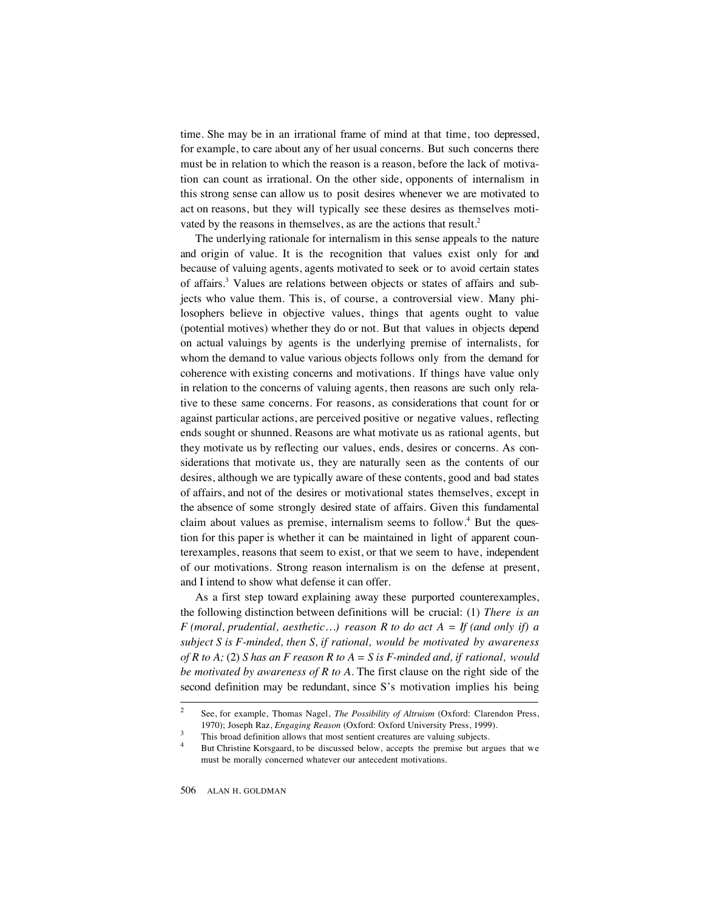time. She may be in an irrational frame of mind at that time, too depressed, for example, to care about any of her usual concerns. But such concerns there must be in relation to which the reason is a reason, before the lack of motivation can count as irrational. On the other side, opponents of internalism in this strong sense can allow us to posit desires whenever we are motivated to act on reasons, but they will typically see these desires as themselves motivated by the reasons in themselves, as are the actions that result.[2]

The underlying rationale for internalism in this sense appeals to the nature and origin of value. It is the recognition that values exist only for and because of valuing agents, agents motivated to seek or to avoid certain states of affairs.[3] Values are relations between objects or states of affairs and subjects who value them. This is, of course, a controversial view. Many philosophers believe in objective values, things that agents ought to value (potential motives) whether they do or not. But that values in objects depend on actual valuings by agents is the underlying premise of internalists, for whom the demand to value various objects follows only from the demand for coherence with existing concerns and motivations. If things have value only in relation to the concerns of valuing agents, then reasons are such only relative to these same concerns. For reasons, as considerations that count for or against particular actions, are perceived positive or negative values, reflecting ends sought or shunned. Reasons are what motivate us as rational agents, but they motivate us by reflecting our values, ends, desires or concerns. As considerations that motivate us, they are naturally seen as the contents of our desires, although we are typically aware of these contents, good and bad states of affairs, and not of the desires or motivational states themselves, except in the absence of some strongly desired state of affairs. Given this fundamental claim about values as premise, internalism seems to follow.[4] But the question for this paper is whether it can be maintained in light of apparent counterexamples, reasons that seem to exist, or that we seem to have, independent of our motivations. Strong reason internalism is on the defense at present, and I intend to show what defense it can offer.

As a first step toward explaining away these purported counterexamples, the following distinction between definitions will be crucial: (1) *There is an F (moral, prudential, aesthetic…) reason R to do act A = If (and only if) a subject S is F-minded, then S, if rational, would be motivated by awareness of R to A;* (2) *S has an F reason R to A = S is F-minded and, if rational, would be motivated by awareness of R to A.* The first clause on the right side of the second definition may be redundant, since S's motivation implies his being

---

[2] See, for example, Thomas Nagel, *The Possibility of Altruism* (Oxford: Clarendon Press, 1970); Joseph Raz, *Engaging Reason* (Oxford: Oxford University Press, 1999).

[3] This broad definition allows that most sentient creatures are valuing subjects.

[4] But Christine Korsgaard, to be discussed below, accepts the premise but argues that we must be morally concerned whatever our antecedent motivations.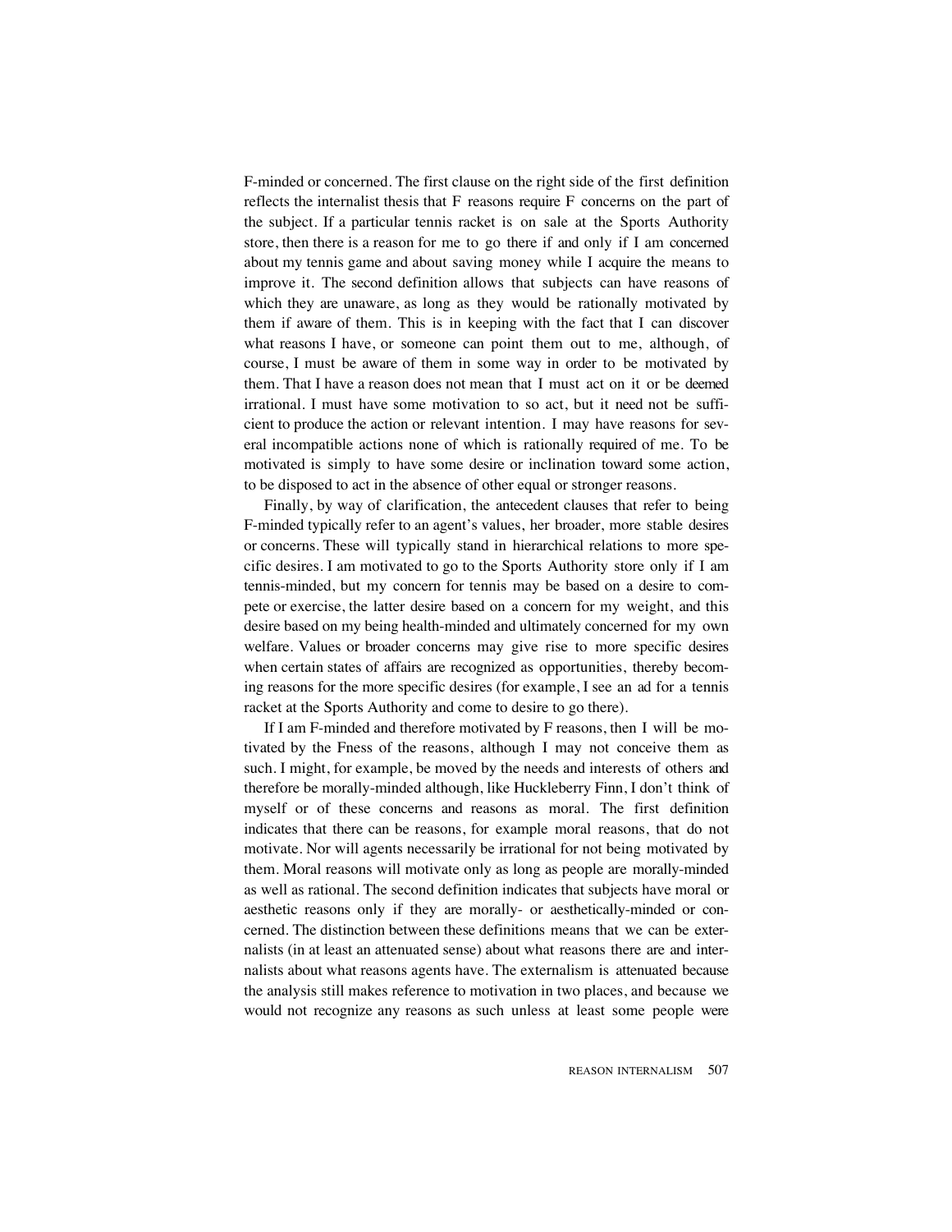F-minded or concerned. The first clause on the right side of the first definition reflects the internalist thesis that F reasons require F concerns on the part of the subject. If a particular tennis racket is on sale at the Sports Authority store, then there is a reason for me to go there if and only if I am concerned about my tennis game and about saving money while I acquire the means to improve it. The second definition allows that subjects can have reasons of which they are unaware, as long as they would be rationally motivated by them if aware of them. This is in keeping with the fact that I can discover what reasons I have, or someone can point them out to me, although, of course, I must be aware of them in some way in order to be motivated by them. That I have a reason does not mean that I must act on it or be deemed irrational. I must have some motivation to so act, but it need not be sufficient to produce the action or relevant intention. I may have reasons for several incompatible actions none of which is rationally required of me. To be motivated is simply to have some desire or inclination toward some action, to be disposed to act in the absence of other equal or stronger reasons.

Finally, by way of clarification, the antecedent clauses that refer to being F-minded typically refer to an agent's values, her broader, more stable desires or concerns. These will typically stand in hierarchical relations to more specific desires. I am motivated to go to the Sports Authority store only if I am tennis-minded, but my concern for tennis may be based on a desire to compete or exercise, the latter desire based on a concern for my weight, and this desire based on my being health-minded and ultimately concerned for my own welfare. Values or broader concerns may give rise to more specific desires when certain states of affairs are recognized as opportunities, thereby becoming reasons for the more specific desires (for example, I see an ad for a tennis racket at the Sports Authority and come to desire to go there).

If I am F-minded and therefore motivated by F reasons, then I will be motivated by the Fness of the reasons, although I may not conceive them as such. I might, for example, be moved by the needs and interests of others and therefore be morally-minded although, like Huckleberry Finn, I don't think of myself or of these concerns and reasons as moral. The first definition indicates that there can be reasons, for example moral reasons, that do not motivate. Nor will agents necessarily be irrational for not being motivated by them. Moral reasons will motivate only as long as people are morally-minded as well as rational. The second definition indicates that subjects have moral or aesthetic reasons only if they are morally- or aesthetically-minded or concerned. The distinction between these definitions means that we can be externalists (in at least an attenuated sense) about what reasons there are and internalists about what reasons agents have. The externalism is attenuated because the analysis still makes reference to motivation in two places, and because we would not recognize any reasons as such unless at least some people were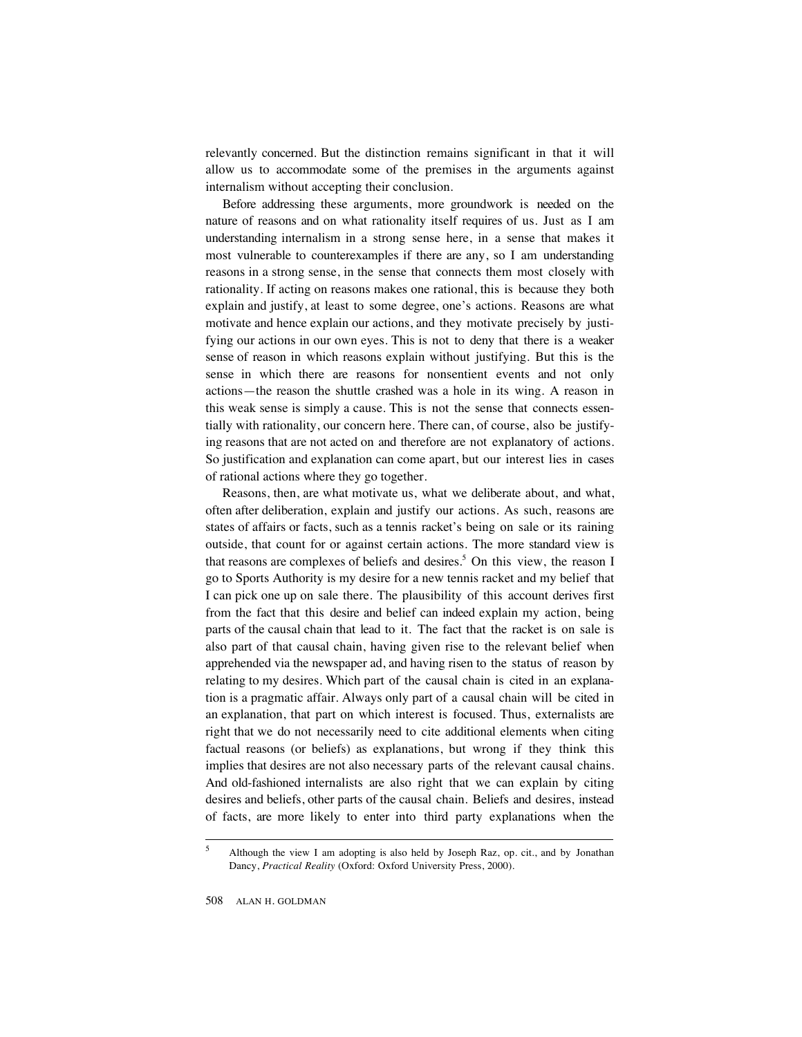relevantly concerned. But the distinction remains significant in that it will allow us to accommodate some of the premises in the arguments against internalism without accepting their conclusion.

Before addressing these arguments, more groundwork is needed on the nature of reasons and on what rationality itself requires of us. Just as I am understanding internalism in a strong sense here, in a sense that makes it most vulnerable to counterexamples if there are any, so I am understanding reasons in a strong sense, in the sense that connects them most closely with rationality. If acting on reasons makes one rational, this is because they both explain and justify, at least to some degree, one's actions. Reasons are what motivate and hence explain our actions, and they motivate precisely by justifying our actions in our own eyes. This is not to deny that there is a weaker sense of reason in which reasons explain without justifying. But this is the sense in which there are reasons for nonsentient events and not only actions—the reason the shuttle crashed was a hole in its wing. A reason in this weak sense is simply a cause. This is not the sense that connects essentially with rationality, our concern here. There can, of course, also be justifying reasons that are not acted on and therefore are not explanatory of actions. So justification and explanation can come apart, but our interest lies in cases of rational actions where they go together.

Reasons, then, are what motivate us, what we deliberate about, and what, often after deliberation, explain and justify our actions. As such, reasons are states of affairs or facts, such as a tennis racket's being on sale or its raining outside, that count for or against certain actions. The more standard view is that reasons are complexes of beliefs and desires.[5] On this view, the reason I go to Sports Authority is my desire for a new tennis racket and my belief that I can pick one up on sale there. The plausibility of this account derives first from the fact that this desire and belief can indeed explain my action, being parts of the causal chain that lead to it. The fact that the racket is on sale is also part of that causal chain, having given rise to the relevant belief when apprehended via the newspaper ad, and having risen to the status of reason by relating to my desires. Which part of the causal chain is cited in an explanation is a pragmatic affair. Always only part of a causal chain will be cited in an explanation, that part on which interest is focused. Thus, externalists are right that we do not necessarily need to cite additional elements when citing factual reasons (or beliefs) as explanations, but wrong if they think this implies that desires are not also necessary parts of the relevant causal chains. And old-fashioned internalists are also right that we can explain by citing desires and beliefs, other parts of the causal chain. Beliefs and desires, instead of facts, are more likely to enter into third party explanations when the

---

[5] Although the view I am adopting is also held by Joseph Raz, op. cit., and by Jonathan Dancy, *Practical Reality* (Oxford: Oxford University Press, 2000).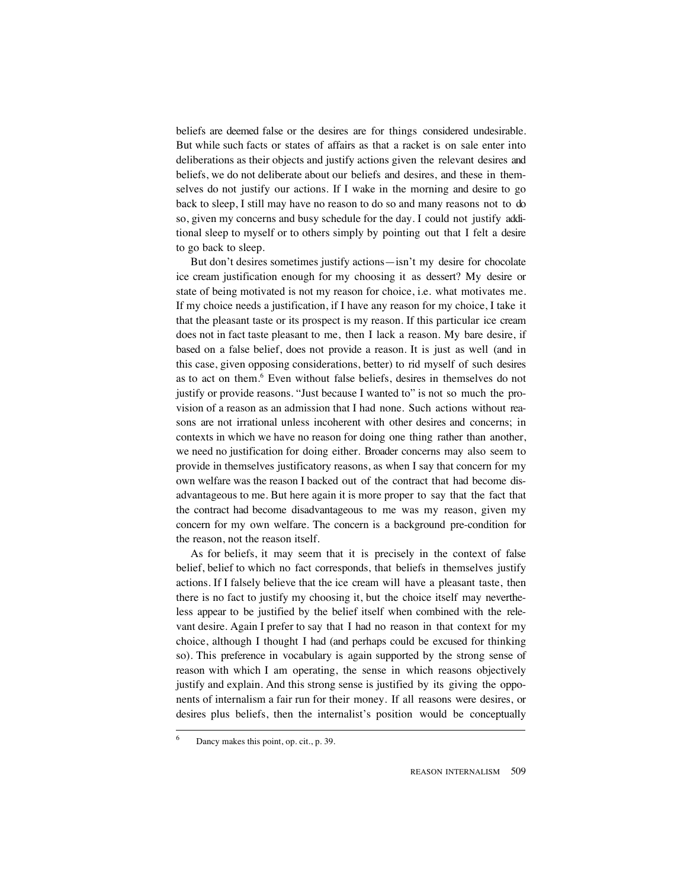beliefs are deemed false or the desires are for things considered undesirable. But while such facts or states of affairs as that a racket is on sale enter into deliberations as their objects and justify actions given the relevant desires and beliefs, we do not deliberate about our beliefs and desires, and these in themselves do not justify our actions. If I wake in the morning and desire to go back to sleep, I still may have no reason to do so and many reasons not to do so, given my concerns and busy schedule for the day. I could not justify additional sleep to myself or to others simply by pointing out that I felt a desire to go back to sleep.

But don't desires sometimes justify actions—isn't my desire for chocolate ice cream justification enough for my choosing it as dessert? My desire or state of being motivated is not my reason for choice, i.e. what motivates me. If my choice needs a justification, if I have any reason for my choice, I take it that the pleasant taste or its prospect is my reason. If this particular ice cream does not in fact taste pleasant to me, then I lack a reason. My bare desire, if based on a false belief, does not provide a reason. It is just as well (and in this case, given opposing considerations, better) to rid myself of such desires as to act on them.[6] Even without false beliefs, desires in themselves do not justify or provide reasons. "Just because I wanted to" is not so much the provision of a reason as an admission that I had none. Such actions without reasons are not irrational unless incoherent with other desires and concerns; in contexts in which we have no reason for doing one thing rather than another, we need no justification for doing either. Broader concerns may also seem to provide in themselves justificatory reasons, as when I say that concern for my own welfare was the reason I backed out of the contract that had become disadvantageous to me. But here again it is more proper to say that the fact that the contract had become disadvantageous to me was my reason, given my concern for my own welfare. The concern is a background pre-condition for the reason, not the reason itself.

As for beliefs, it may seem that it is precisely in the context of false belief, belief to which no fact corresponds, that beliefs in themselves justify actions. If I falsely believe that the ice cream will have a pleasant taste, then there is no fact to justify my choosing it, but the choice itself may nevertheless appear to be justified by the belief itself when combined with the relevant desire. Again I prefer to say that I had no reason in that context for my choice, although I thought I had (and perhaps could be excused for thinking so). This preference in vocabulary is again supported by the strong sense of reason with which I am operating, the sense in which reasons objectively justify and explain. And this strong sense is justified by its giving the opponents of internalism a fair run for their money. If all reasons were desires, or desires plus beliefs, then the internalist's position would be conceptually

---

[6] Dancy makes this point, op. cit., p. 39.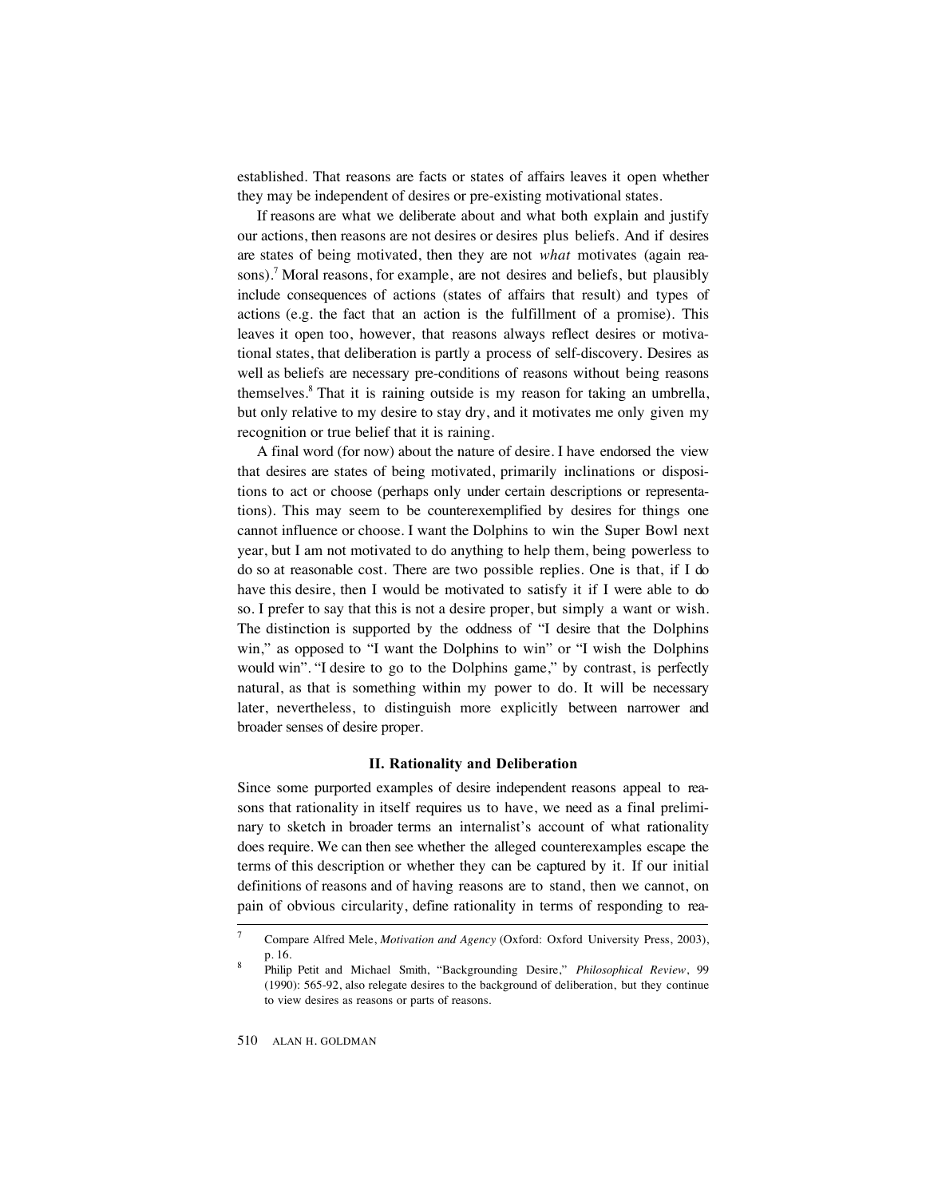established. That reasons are facts or states of affairs leaves it open whether they may be independent of desires or pre-existing motivational states.

If reasons are what we deliberate about and what both explain and justify our actions, then reasons are not desires or desires plus beliefs. And if desires are states of being motivated, then they are not *what* motivates (again reasons).[7] Moral reasons, for example, are not desires and beliefs, but plausibly include consequences of actions (states of affairs that result) and types of actions (e.g. the fact that an action is the fulfillment of a promise). This leaves it open too, however, that reasons always reflect desires or motivational states, that deliberation is partly a process of self-discovery. Desires as well as beliefs are necessary pre-conditions of reasons without being reasons themselves.[8] That it is raining outside is my reason for taking an umbrella, but only relative to my desire to stay dry, and it motivates me only given my recognition or true belief that it is raining.

A final word (for now) about the nature of desire. I have endorsed the view that desires are states of being motivated, primarily inclinations or dispositions to act or choose (perhaps only under certain descriptions or representations). This may seem to be counterexemplified by desires for things one cannot influence or choose. I want the Dolphins to win the Super Bowl next year, but I am not motivated to do anything to help them, being powerless to do so at reasonable cost. There are two possible replies. One is that, if I do have this desire, then I would be motivated to satisfy it if I were able to do so. I prefer to say that this is not a desire proper, but simply a want or wish. The distinction is supported by the oddness of "I desire that the Dolphins win," as opposed to "I want the Dolphins to win" or "I wish the Dolphins would win". "I desire to go to the Dolphins game," by contrast, is perfectly natural, as that is something within my power to do. It will be necessary later, nevertheless, to distinguish more explicitly between narrower and broader senses of desire proper.

## II. Rationality and Deliberation

Since some purported examples of desire independent reasons appeal to reasons that rationality in itself requires us to have, we need as a final preliminary to sketch in broader terms an internalist's account of what rationality does require. We can then see whether the alleged counterexamples escape the terms of this description or whether they can be captured by it. If our initial definitions of reasons and of having reasons are to stand, then we cannot, on pain of obvious circularity, define rationality in terms of responding to rea-

[7] Compare Alfred Mele, *Motivation and Agency* (Oxford: Oxford University Press, 2003), p. 16.

[8] Philip Petit and Michael Smith, "Backgrounding Desire," *Philosophical Review*, 99 (1990): 565-92, also relegate desires to the background of deliberation, but they continue to view desires as reasons or parts of reasons.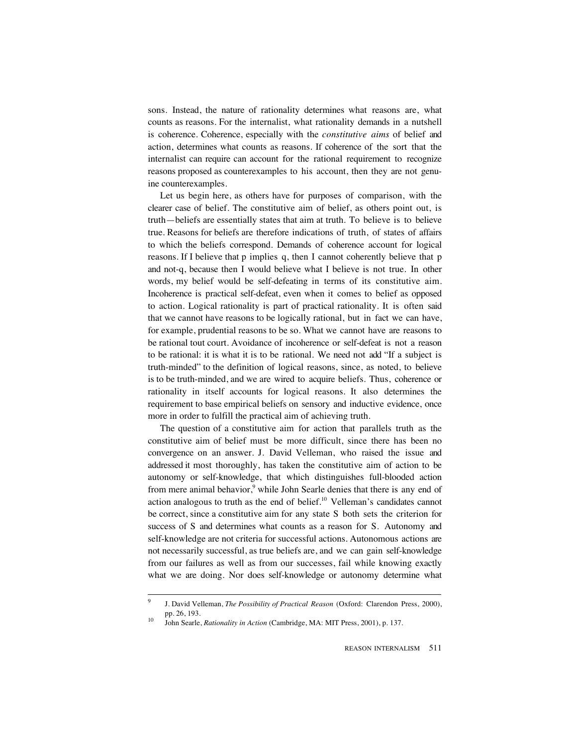sons. Instead, the nature of rationality determines what reasons are, what counts as reasons. For the internalist, what rationality demands in a nutshell is coherence. Coherence, especially with the *constitutive aims* of belief and action, determines what counts as reasons. If coherence of the sort that the internalist can require can account for the rational requirement to recognize reasons proposed as counterexamples to his account, then they are not genuine counterexamples.

Let us begin here, as others have for purposes of comparison, with the clearer case of belief. The constitutive aim of belief, as others point out, is truth—beliefs are essentially states that aim at truth. To believe is to believe true. Reasons for beliefs are therefore indications of truth, of states of affairs to which the beliefs correspond. Demands of coherence account for logical reasons. If I believe that p implies q, then I cannot coherently believe that p and not-q, because then I would believe what I believe is not true. In other words, my belief would be self-defeating in terms of its constitutive aim. Incoherence is practical self-defeat, even when it comes to belief as opposed to action. Logical rationality is part of practical rationality. It is often said that we cannot have reasons to be logically rational, but in fact we can have, for example, prudential reasons to be so. What we cannot have are reasons to be rational tout court. Avoidance of incoherence or self-defeat is not a reason to be rational: it is what it is to be rational. We need not add "If a subject is truth-minded" to the definition of logical reasons, since, as noted, to believe is to be truth-minded, and we are wired to acquire beliefs. Thus, coherence or rationality in itself accounts for logical reasons. It also determines the requirement to base empirical beliefs on sensory and inductive evidence, once more in order to fulfill the practical aim of achieving truth.

The question of a constitutive aim for action that parallels truth as the constitutive aim of belief must be more difficult, since there has been no convergence on an answer. J. David Velleman, who raised the issue and addressed it most thoroughly, has taken the constitutive aim of action to be autonomy or self-knowledge, that which distinguishes full-blooded action from mere animal behavior,[9] while John Searle denies that there is any end of action analogous to truth as the end of belief.[10] Velleman's candidates cannot be correct, since a constitutive aim for any state S both sets the criterion for success of S and determines what counts as a reason for S. Autonomy and self-knowledge are not criteria for successful actions. Autonomous actions are not necessarily successful, as true beliefs are, and we can gain self-knowledge from our failures as well as from our successes, fail while knowing exactly what we are doing. Nor does self-knowledge or autonomy determine what

---

[9] J. David Velleman, *The Possibility of Practical Reason* (Oxford: Clarendon Press, 2000), pp. 26, 193.

[10] John Searle, *Rationality in Action* (Cambridge, MA: MIT Press, 2001), p. 137.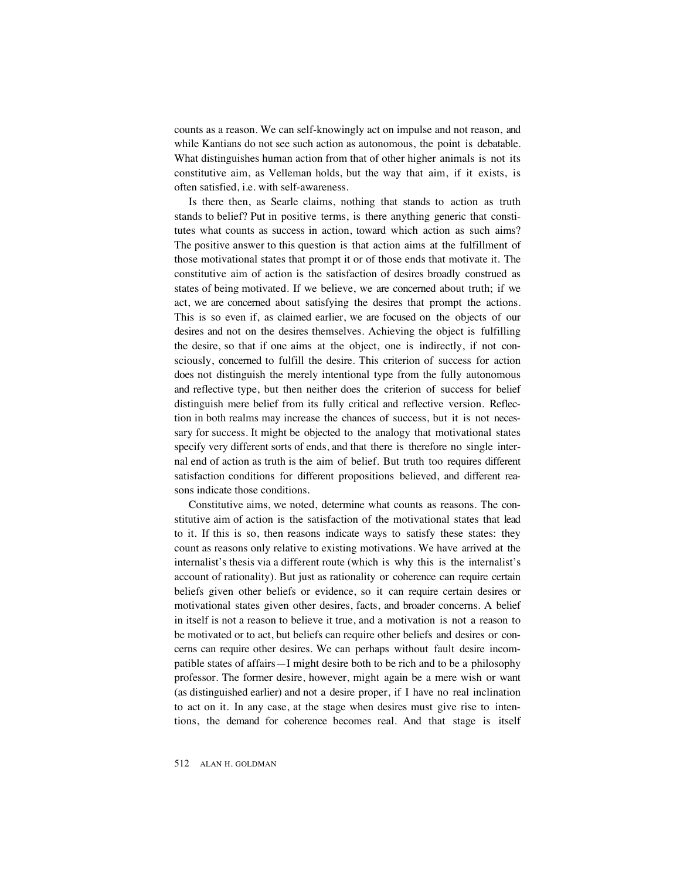counts as a reason. We can self-knowingly act on impulse and not reason, and while Kantians do not see such action as autonomous, the point is debatable. What distinguishes human action from that of other higher animals is not its constitutive aim, as Velleman holds, but the way that aim, if it exists, is often satisfied, i.e. with self-awareness.

Is there then, as Searle claims, nothing that stands to action as truth stands to belief? Put in positive terms, is there anything generic that constitutes what counts as success in action, toward which action as such aims? The positive answer to this question is that action aims at the fulfillment of those motivational states that prompt it or of those ends that motivate it. The constitutive aim of action is the satisfaction of desires broadly construed as states of being motivated. If we believe, we are concerned about truth; if we act, we are concerned about satisfying the desires that prompt the actions. This is so even if, as claimed earlier, we are focused on the objects of our desires and not on the desires themselves. Achieving the object is fulfilling the desire, so that if one aims at the object, one is indirectly, if not consciously, concerned to fulfill the desire. This criterion of success for action does not distinguish the merely intentional type from the fully autonomous and reflective type, but then neither does the criterion of success for belief distinguish mere belief from its fully critical and reflective version. Reflection in both realms may increase the chances of success, but it is not necessary for success. It might be objected to the analogy that motivational states specify very different sorts of ends, and that there is therefore no single internal end of action as truth is the aim of belief. But truth too requires different satisfaction conditions for different propositions believed, and different reasons indicate those conditions.

Constitutive aims, we noted, determine what counts as reasons. The constitutive aim of action is the satisfaction of the motivational states that lead to it. If this is so, then reasons indicate ways to satisfy these states: they count as reasons only relative to existing motivations. We have arrived at the internalist's thesis via a different route (which is why this is the internalist's account of rationality). But just as rationality or coherence can require certain beliefs given other beliefs or evidence, so it can require certain desires or motivational states given other desires, facts, and broader concerns. A belief in itself is not a reason to believe it true, and a motivation is not a reason to be motivated or to act, but beliefs can require other beliefs and desires or concerns can require other desires. We can perhaps without fault desire incompatible states of affairs—I might desire both to be rich and to be a philosophy professor. The former desire, however, might again be a mere wish or want (as distinguished earlier) and not a desire proper, if I have no real inclination to act on it. In any case, at the stage when desires must give rise to intentions, the demand for coherence becomes real. And that stage is itself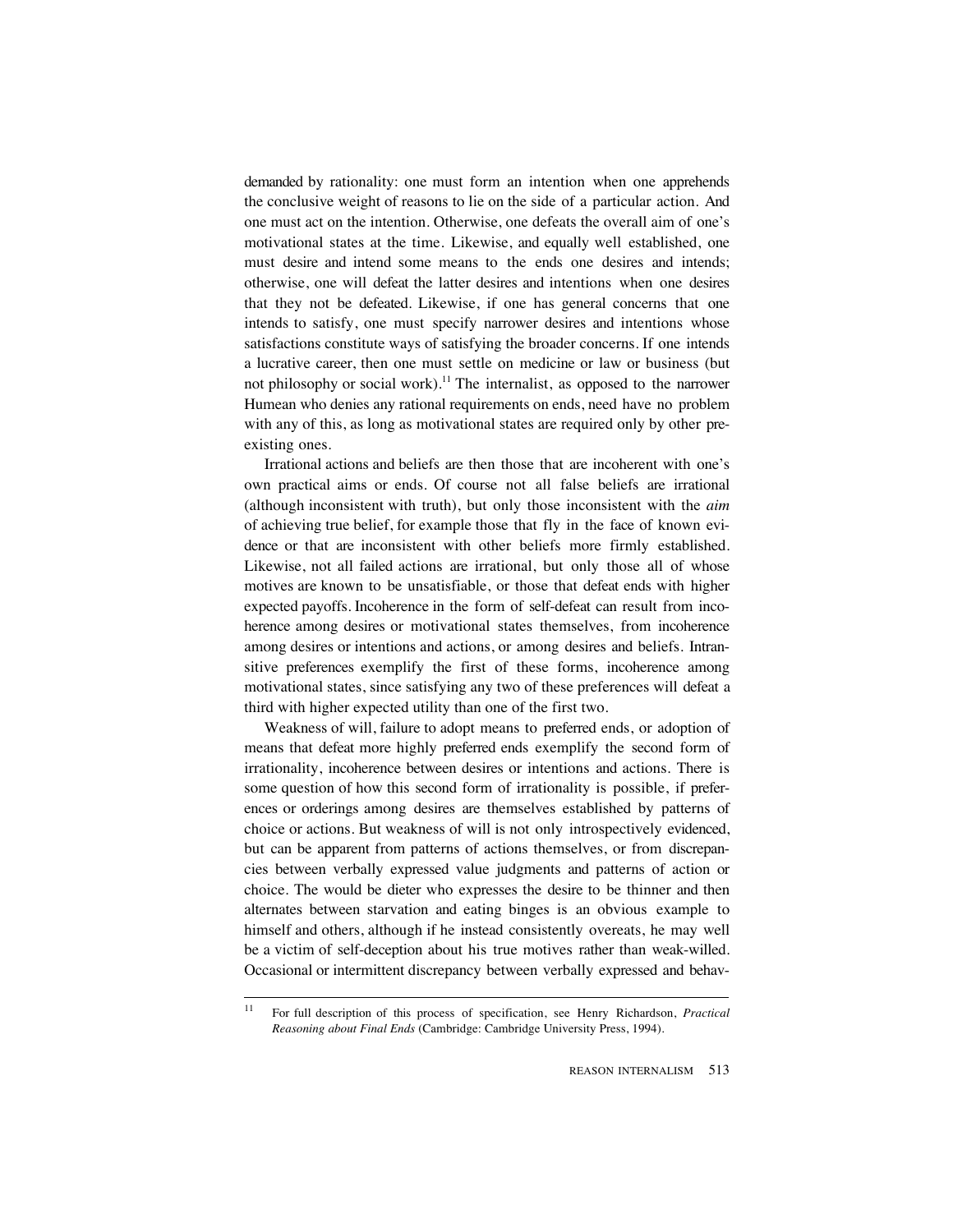demanded by rationality: one must form an intention when one apprehends the conclusive weight of reasons to lie on the side of a particular action. And one must act on the intention. Otherwise, one defeats the overall aim of one's motivational states at the time. Likewise, and equally well established, one must desire and intend some means to the ends one desires and intends; otherwise, one will defeat the latter desires and intentions when one desires that they not be defeated. Likewise, if one has general concerns that one intends to satisfy, one must specify narrower desires and intentions whose satisfactions constitute ways of satisfying the broader concerns. If one intends a lucrative career, then one must settle on medicine or law or business (but not philosophy or social work).[11] The internalist, as opposed to the narrower Humean who denies any rational requirements on ends, need have no problem with any of this, as long as motivational states are required only by other pre-existing ones.

Irrational actions and beliefs are then those that are incoherent with one's own practical aims or ends. Of course not all false beliefs are irrational (although inconsistent with truth), but only those inconsistent with the *aim* of achieving true belief, for example those that fly in the face of known evidence or that are inconsistent with other beliefs more firmly established. Likewise, not all failed actions are irrational, but only those all of whose motives are known to be unsatisfiable, or those that defeat ends with higher expected payoffs. Incoherence in the form of self-defeat can result from incoherence among desires or motivational states themselves, from incoherence among desires or intentions and actions, or among desires and beliefs. Intransitive preferences exemplify the first of these forms, incoherence among motivational states, since satisfying any two of these preferences will defeat a third with higher expected utility than one of the first two.

Weakness of will, failure to adopt means to preferred ends, or adoption of means that defeat more highly preferred ends exemplify the second form of irrationality, incoherence between desires or intentions and actions. There is some question of how this second form of irrationality is possible, if preferences or orderings among desires are themselves established by patterns of choice or actions. But weakness of will is not only introspectively evidenced, but can be apparent from patterns of actions themselves, or from discrepancies between verbally expressed value judgments and patterns of action or choice. The would be dieter who expresses the desire to be thinner and then alternates between starvation and eating binges is an obvious example to himself and others, although if he instead consistently overeats, he may well be a victim of self-deception about his true motives rather than weak-willed. Occasional or intermittent discrepancy between verbally expressed and behav-

[11] For full description of this process of specification, see Henry Richardson, *Practical Reasoning about Final Ends* (Cambridge: Cambridge University Press, 1994).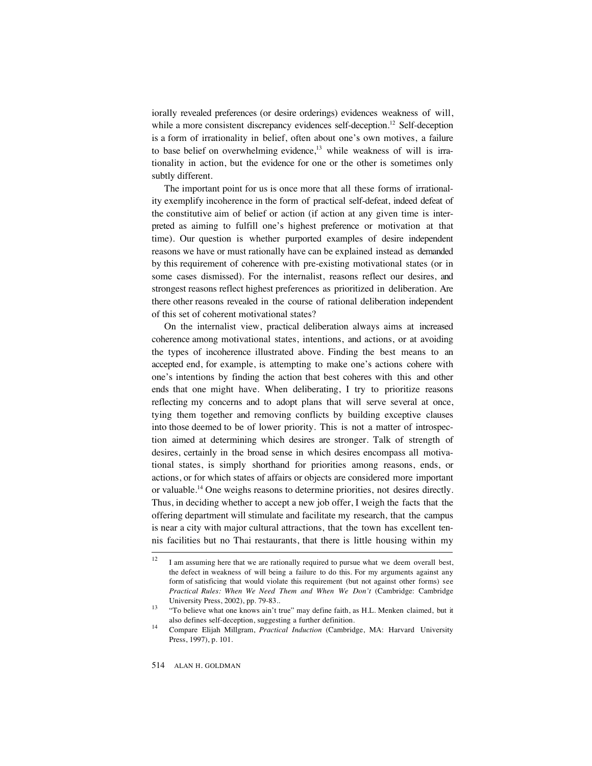iorally revealed preferences (or desire orderings) evidences weakness of will, while a more consistent discrepancy evidences self-deception.[12] Self-deception is a form of irrationality in belief, often about one's own motives, a failure to base belief on overwhelming evidence,[13] while weakness of will is irrationality in action, but the evidence for one or the other is sometimes only subtly different.

The important point for us is once more that all these forms of irrationality exemplify incoherence in the form of practical self-defeat, indeed defeat of the constitutive aim of belief or action (if action at any given time is interpreted as aiming to fulfill one's highest preference or motivation at that time). Our question is whether purported examples of desire independent reasons we have or must rationally have can be explained instead as demanded by this requirement of coherence with pre-existing motivational states (or in some cases dismissed). For the internalist, reasons reflect our desires, and strongest reasons reflect highest preferences as prioritized in deliberation. Are there other reasons revealed in the course of rational deliberation independent of this set of coherent motivational states?

On the internalist view, practical deliberation always aims at increased coherence among motivational states, intentions, and actions, or at avoiding the types of incoherence illustrated above. Finding the best means to an accepted end, for example, is attempting to make one's actions cohere with one's intentions by finding the action that best coheres with this and other ends that one might have. When deliberating, I try to prioritize reasons reflecting my concerns and to adopt plans that will serve several at once, tying them together and removing conflicts by building exceptive clauses into those deemed to be of lower priority. This is not a matter of introspection aimed at determining which desires are stronger. Talk of strength of desires, certainly in the broad sense in which desires encompass all motivational states, is simply shorthand for priorities among reasons, ends, or actions, or for which states of affairs or objects are considered more important or valuable.[14] One weighs reasons to determine priorities, not desires directly. Thus, in deciding whether to accept a new job offer, I weigh the facts that the offering department will stimulate and facilitate my research, that the campus is near a city with major cultural attractions, that the town has excellent tennis facilities but no Thai restaurants, that there is little housing within my

---

[12] I am assuming here that we are rationally required to pursue what we deem overall best, the defect in weakness of will being a failure to do this. For my arguments against any form of satisficing that would violate this requirement (but not against other forms) see *Practical Rules: When We Need Them and When We Don't* (Cambridge: Cambridge University Press, 2002), pp. 79-83..

[13] "To believe what one knows ain't true" may define faith, as H.L. Menken claimed, but it also defines self-deception, suggesting a further definition.

[14] Compare Elijah Millgram, *Practical Induction* (Cambridge, MA: Harvard University Press, 1997), p. 101.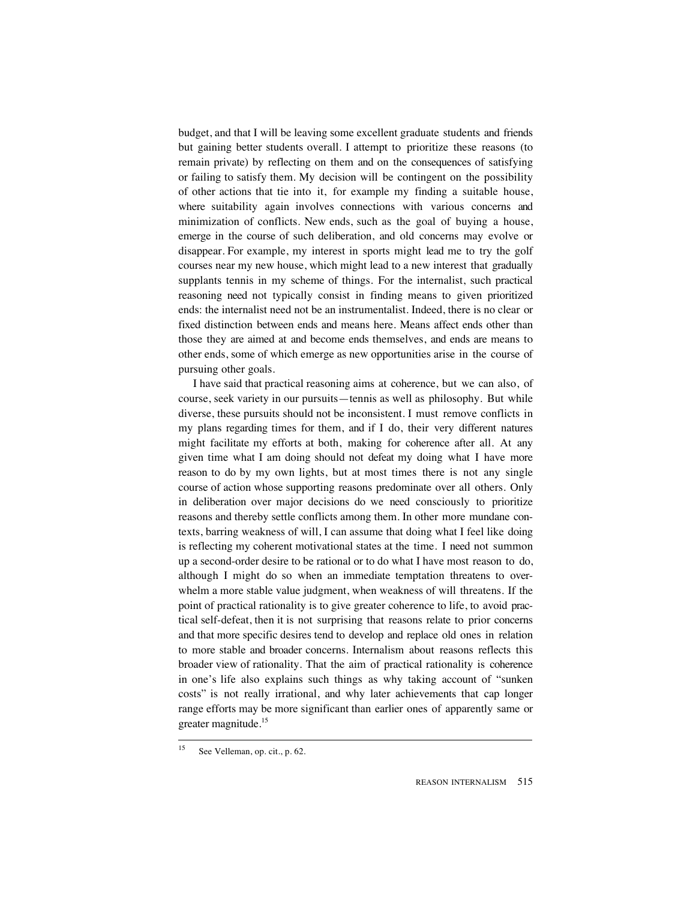budget, and that I will be leaving some excellent graduate students and friends but gaining better students overall. I attempt to prioritize these reasons (to remain private) by reflecting on them and on the consequences of satisfying or failing to satisfy them. My decision will be contingent on the possibility of other actions that tie into it, for example my finding a suitable house, where suitability again involves connections with various concerns and minimization of conflicts. New ends, such as the goal of buying a house, emerge in the course of such deliberation, and old concerns may evolve or disappear. For example, my interest in sports might lead me to try the golf courses near my new house, which might lead to a new interest that gradually supplants tennis in my scheme of things. For the internalist, such practical reasoning need not typically consist in finding means to given prioritized ends: the internalist need not be an instrumentalist. Indeed, there is no clear or fixed distinction between ends and means here. Means affect ends other than those they are aimed at and become ends themselves, and ends are means to other ends, some of which emerge as new opportunities arise in the course of pursuing other goals.

I have said that practical reasoning aims at coherence, but we can also, of course, seek variety in our pursuits—tennis as well as philosophy. But while diverse, these pursuits should not be inconsistent. I must remove conflicts in my plans regarding times for them, and if I do, their very different natures might facilitate my efforts at both, making for coherence after all. At any given time what I am doing should not defeat my doing what I have more reason to do by my own lights, but at most times there is not any single course of action whose supporting reasons predominate over all others. Only in deliberation over major decisions do we need consciously to prioritize reasons and thereby settle conflicts among them. In other more mundane contexts, barring weakness of will, I can assume that doing what I feel like doing is reflecting my coherent motivational states at the time. I need not summon up a second-order desire to be rational or to do what I have most reason to do, although I might do so when an immediate temptation threatens to overwhelm a more stable value judgment, when weakness of will threatens. If the point of practical rationality is to give greater coherence to life, to avoid practical self-defeat, then it is not surprising that reasons relate to prior concerns and that more specific desires tend to develop and replace old ones in relation to more stable and broader concerns. Internalism about reasons reflects this broader view of rationality. That the aim of practical rationality is coherence in one's life also explains such things as why taking account of "sunken costs" is not really irrational, and why later achievements that cap longer range efforts may be more significant than earlier ones of apparently same or greater magnitude.[15]

---

[15] See Velleman, op. cit., p. 62.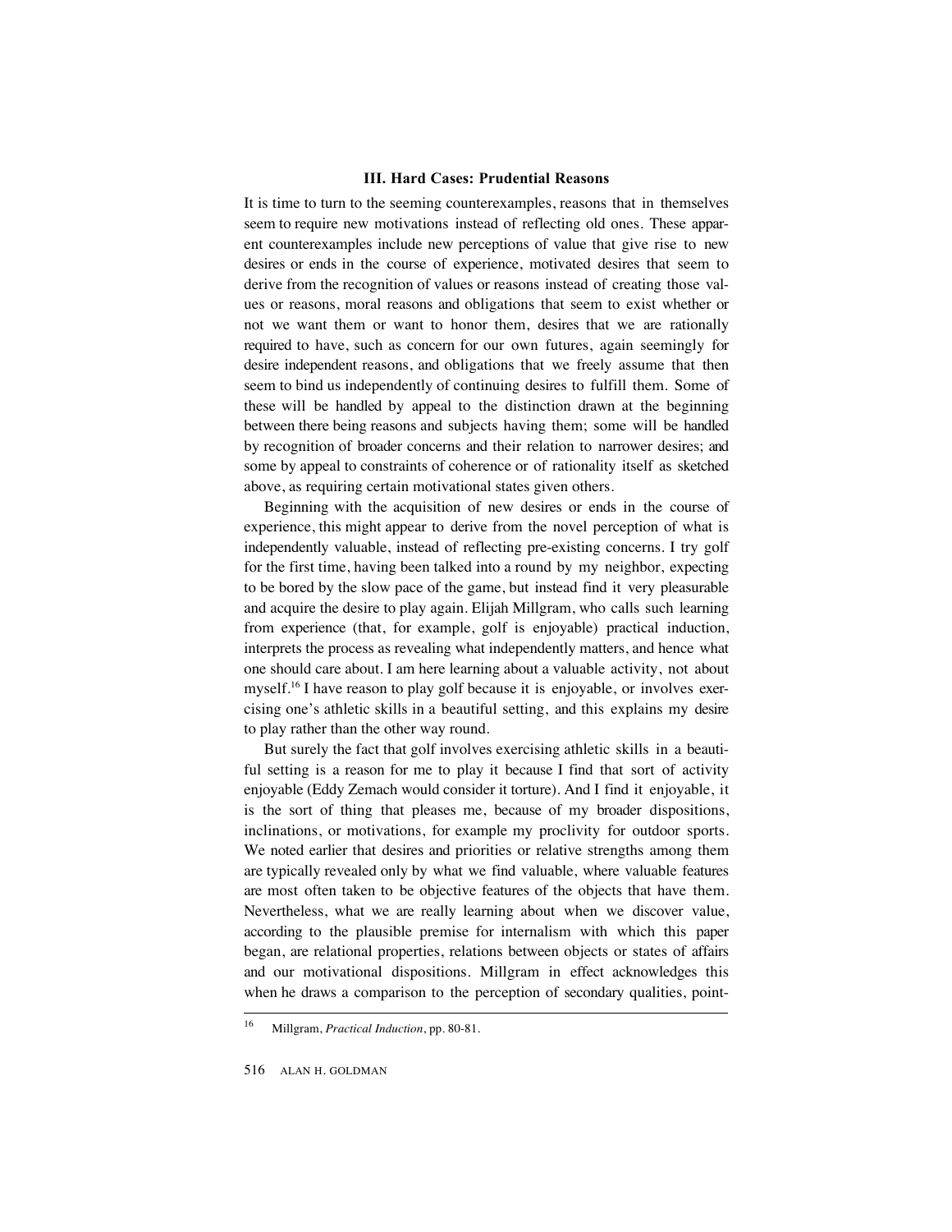### III. Hard Cases: Prudential Reasons

It is time to turn to the seeming counterexamples, reasons that in themselves seem to require new motivations instead of reflecting old ones. These apparent counterexamples include new perceptions of value that give rise to new desires or ends in the course of experience, motivated desires that seem to derive from the recognition of values or reasons instead of creating those values or reasons, moral reasons and obligations that seem to exist whether or not we want them or want to honor them, desires that we are rationally required to have, such as concern for our own futures, again seemingly for desire independent reasons, and obligations that we freely assume that then seem to bind us independently of continuing desires to fulfill them. Some of these will be handled by appeal to the distinction drawn at the beginning between there being reasons and subjects having them; some will be handled by recognition of broader concerns and their relation to narrower desires; and some by appeal to constraints of coherence or of rationality itself as sketched above, as requiring certain motivational states given others.

Beginning with the acquisition of new desires or ends in the course of experience, this might appear to derive from the novel perception of what is independently valuable, instead of reflecting pre-existing concerns. I try golf for the first time, having been talked into a round by my neighbor, expecting to be bored by the slow pace of the game, but instead find it very pleasurable and acquire the desire to play again. Elijah Millgram, who calls such learning from experience (that, for example, golf is enjoyable) practical induction, interprets the process as revealing what independently matters, and hence what one should care about. I am here learning about a valuable activity, not about myself.[16] I have reason to play golf because it is enjoyable, or involves exercising one's athletic skills in a beautiful setting, and this explains my desire to play rather than the other way round.

But surely the fact that golf involves exercising athletic skills in a beautiful setting is a reason for me to play it because I find that sort of activity enjoyable (Eddy Zemach would consider it torture). And I find it enjoyable, it is the sort of thing that pleases me, because of my broader dispositions, inclinations, or motivations, for example my proclivity for outdoor sports. We noted earlier that desires and priorities or relative strengths among them are typically revealed only by what we find valuable, where valuable features are most often taken to be objective features of the objects that have them. Nevertheless, what we are really learning about when we discover value, according to the plausible premise for internalism with which this paper began, are relational properties, relations between objects or states of affairs and our motivational dispositions. Millgram in effect acknowledges this when he draws a comparison to the perception of secondary qualities, point-

[16] Millgram, *Practical Induction*, pp. 80-81.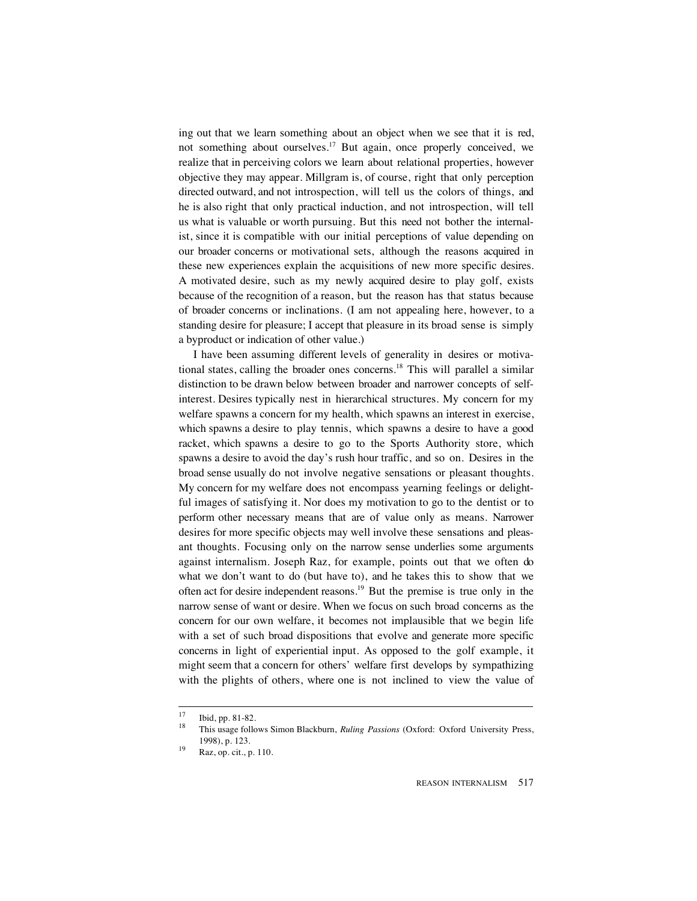ing out that we learn something about an object when we see that it is red, not something about ourselves.[17] But again, once properly conceived, we realize that in perceiving colors we learn about relational properties, however objective they may appear. Millgram is, of course, right that only perception directed outward, and not introspection, will tell us the colors of things, and he is also right that only practical induction, and not introspection, will tell us what is valuable or worth pursuing. But this need not bother the internalist, since it is compatible with our initial perceptions of value depending on our broader concerns or motivational sets, although the reasons acquired in these new experiences explain the acquisitions of new more specific desires. A motivated desire, such as my newly acquired desire to play golf, exists because of the recognition of a reason, but the reason has that status because of broader concerns or inclinations. (I am not appealing here, however, to a standing desire for pleasure; I accept that pleasure in its broad sense is simply a byproduct or indication of other value.)

I have been assuming different levels of generality in desires or motivational states, calling the broader ones concerns.[18] This will parallel a similar distinction to be drawn below between broader and narrower concepts of self-interest. Desires typically nest in hierarchical structures. My concern for my welfare spawns a concern for my health, which spawns an interest in exercise, which spawns a desire to play tennis, which spawns a desire to have a good racket, which spawns a desire to go to the Sports Authority store, which spawns a desire to avoid the day's rush hour traffic, and so on. Desires in the broad sense usually do not involve negative sensations or pleasant thoughts. My concern for my welfare does not encompass yearning feelings or delightful images of satisfying it. Nor does my motivation to go to the dentist or to perform other necessary means that are of value only as means. Narrower desires for more specific objects may well involve these sensations and pleasant thoughts. Focusing only on the narrow sense underlies some arguments against internalism. Joseph Raz, for example, points out that we often do what we don't want to do (but have to), and he takes this to show that we often act for desire independent reasons.[19] But the premise is true only in the narrow sense of want or desire. When we focus on such broad concerns as the concern for our own welfare, it becomes not implausible that we begin life with a set of such broad dispositions that evolve and generate more specific concerns in light of experiential input. As opposed to the golf example, it might seem that a concern for others' welfare first develops by sympathizing with the plights of others, where one is not inclined to view the value of

---

[17] Ibid, pp. 81-82.

[18] This usage follows Simon Blackburn, *Ruling Passions* (Oxford: Oxford University Press, 1998), p. 123.

[19] Raz, op. cit., p. 110.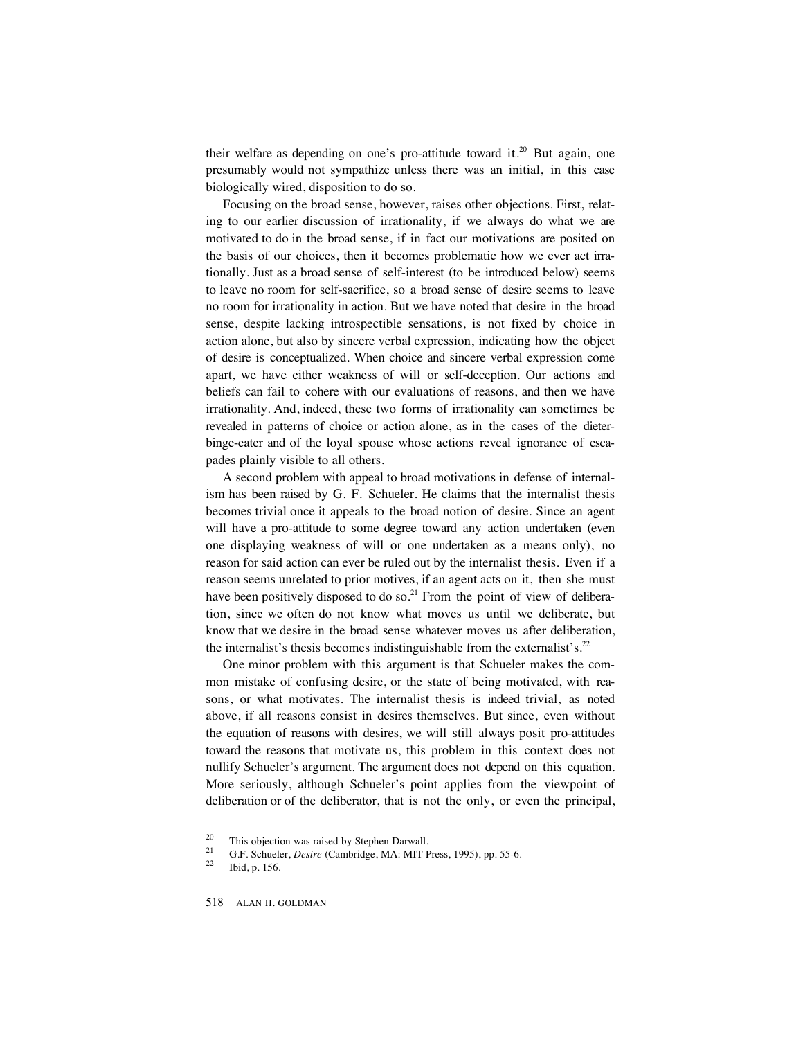their welfare as depending on one's pro-attitude toward it.[20] But again, one presumably would not sympathize unless there was an initial, in this case biologically wired, disposition to do so.

Focusing on the broad sense, however, raises other objections. First, relating to our earlier discussion of irrationality, if we always do what we are motivated to do in the broad sense, if in fact our motivations are posited on the basis of our choices, then it becomes problematic how we ever act irrationally. Just as a broad sense of self-interest (to be introduced below) seems to leave no room for self-sacrifice, so a broad sense of desire seems to leave no room for irrationality in action. But we have noted that desire in the broad sense, despite lacking introspectible sensations, is not fixed by choice in action alone, but also by sincere verbal expression, indicating how the object of desire is conceptualized. When choice and sincere verbal expression come apart, we have either weakness of will or self-deception. Our actions and beliefs can fail to cohere with our evaluations of reasons, and then we have irrationality. And, indeed, these two forms of irrationality can sometimes be revealed in patterns of choice or action alone, as in the cases of the dieter-binge-eater and of the loyal spouse whose actions reveal ignorance of escapades plainly visible to all others.

A second problem with appeal to broad motivations in defense of internalism has been raised by G. F. Schueler. He claims that the internalist thesis becomes trivial once it appeals to the broad notion of desire. Since an agent will have a pro-attitude to some degree toward any action undertaken (even one displaying weakness of will or one undertaken as a means only), no reason for said action can ever be ruled out by the internalist thesis. Even if a reason seems unrelated to prior motives, if an agent acts on it, then she must have been positively disposed to do so.[21] From the point of view of deliberation, since we often do not know what moves us until we deliberate, but know that we desire in the broad sense whatever moves us after deliberation, the internalist's thesis becomes indistinguishable from the externalist's.[22]

One minor problem with this argument is that Schueler makes the common mistake of confusing desire, or the state of being motivated, with reasons, or what motivates. The internalist thesis is indeed trivial, as noted above, if all reasons consist in desires themselves. But since, even without the equation of reasons with desires, we will still always posit pro-attitudes toward the reasons that motivate us, this problem in this context does not nullify Schueler's argument. The argument does not depend on this equation. More seriously, although Schueler's point applies from the viewpoint of deliberation or of the deliberator, that is not the only, or even the principal,

---

[20] This objection was raised by Stephen Darwall.

[21] G.F. Schueler, *Desire* (Cambridge, MA: MIT Press, 1995), pp. 55-6.

[22] Ibid, p. 156.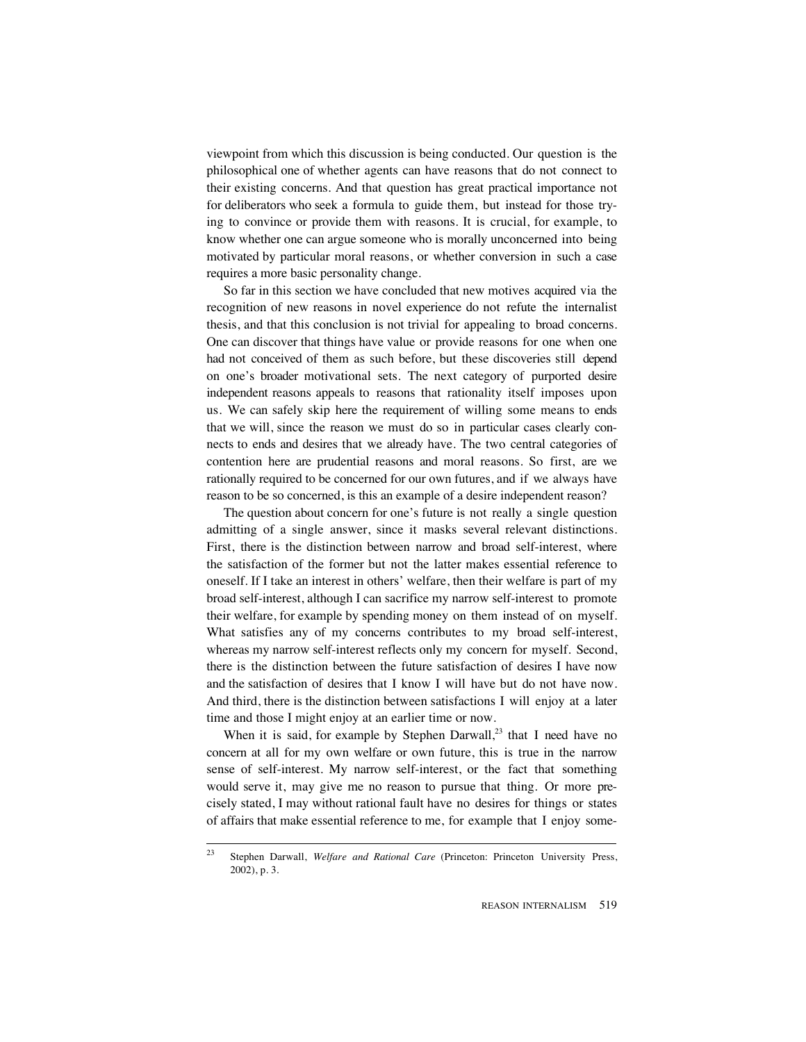viewpoint from which this discussion is being conducted. Our question is the philosophical one of whether agents can have reasons that do not connect to their existing concerns. And that question has great practical importance not for deliberators who seek a formula to guide them, but instead for those trying to convince or provide them with reasons. It is crucial, for example, to know whether one can argue someone who is morally unconcerned into being motivated by particular moral reasons, or whether conversion in such a case requires a more basic personality change.

So far in this section we have concluded that new motives acquired via the recognition of new reasons in novel experience do not refute the internalist thesis, and that this conclusion is not trivial for appealing to broad concerns. One can discover that things have value or provide reasons for one when one had not conceived of them as such before, but these discoveries still depend on one's broader motivational sets. The next category of purported desire independent reasons appeals to reasons that rationality itself imposes upon us. We can safely skip here the requirement of willing some means to ends that we will, since the reason we must do so in particular cases clearly connects to ends and desires that we already have. The two central categories of contention here are prudential reasons and moral reasons. So first, are we rationally required to be concerned for our own futures, and if we always have reason to be so concerned, is this an example of a desire independent reason?

The question about concern for one's future is not really a single question admitting of a single answer, since it masks several relevant distinctions. First, there is the distinction between narrow and broad self-interest, where the satisfaction of the former but not the latter makes essential reference to oneself. If I take an interest in others' welfare, then their welfare is part of my broad self-interest, although I can sacrifice my narrow self-interest to promote their welfare, for example by spending money on them instead of on myself. What satisfies any of my concerns contributes to my broad self-interest, whereas my narrow self-interest reflects only my concern for myself. Second, there is the distinction between the future satisfaction of desires I have now and the satisfaction of desires that I know I will have but do not have now. And third, there is the distinction between satisfactions I will enjoy at a later time and those I might enjoy at an earlier time or now.

When it is said, for example by Stephen Darwall,[23] that I need have no concern at all for my own welfare or own future, this is true in the narrow sense of self-interest. My narrow self-interest, or the fact that something would serve it, may give me no reason to pursue that thing. Or more precisely stated, I may without rational fault have no desires for things or states of affairs that make essential reference to me, for example that I enjoy some-

[23] Stephen Darwall, *Welfare and Rational Care* (Princeton: Princeton University Press, 2002), p. 3.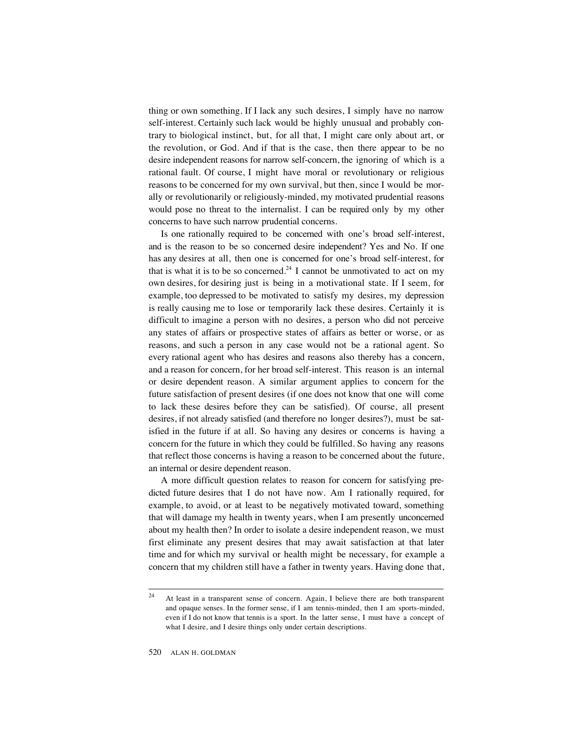thing or own something. If I lack any such desires, I simply have no narrow self-interest. Certainly such lack would be highly unusual and probably contrary to biological instinct, but, for all that, I might care only about art, or the revolution, or God. And if that is the case, then there appear to be no desire independent reasons for narrow self-concern, the ignoring of which is a rational fault. Of course, I might have moral or revolutionary or religious reasons to be concerned for my own survival, but then, since I would be morally or revolutionarily or religiously-minded, my motivated prudential reasons would pose no threat to the internalist. I can be required only by my other concerns to have such narrow prudential concerns.

Is one rationally required to be concerned with one's broad self-interest, and is the reason to be so concerned desire independent? Yes and No. If one has any desires at all, then one is concerned for one's broad self-interest, for that is what it is to be so concerned.[24] I cannot be unmotivated to act on my own desires, for desiring just is being in a motivational state. If I seem, for example, too depressed to be motivated to satisfy my desires, my depression is really causing me to lose or temporarily lack these desires. Certainly it is difficult to imagine a person with no desires, a person who did not perceive any states of affairs or prospective states of affairs as better or worse, or as reasons, and such a person in any case would not be a rational agent. So every rational agent who has desires and reasons also thereby has a concern, and a reason for concern, for her broad self-interest. This reason is an internal or desire dependent reason. A similar argument applies to concern for the future satisfaction of present desires (if one does not know that one will come to lack these desires before they can be satisfied). Of course, all present desires, if not already satisfied (and therefore no longer desires?), must be satisfied in the future if at all. So having any desires or concerns is having a concern for the future in which they could be fulfilled. So having any reasons that reflect those concerns is having a reason to be concerned about the future, an internal or desire dependent reason.

A more difficult question relates to reason for concern for satisfying predicted future desires that I do not have now. Am I rationally required, for example, to avoid, or at least to be negatively motivated toward, something that will damage my health in twenty years, when I am presently unconcerned about my health then? In order to isolate a desire independent reason, we must first eliminate any present desires that may await satisfaction at that later time and for which my survival or health might be necessary, for example a concern that my children still have a father in twenty years. Having done that,

[24] At least in a transparent sense of concern. Again, I believe there are both transparent and opaque senses. In the former sense, if I am tennis-minded, then I am sports-minded, even if I do not know that tennis is a sport. In the latter sense, I must have a concept of what I desire, and I desire things only under certain descriptions.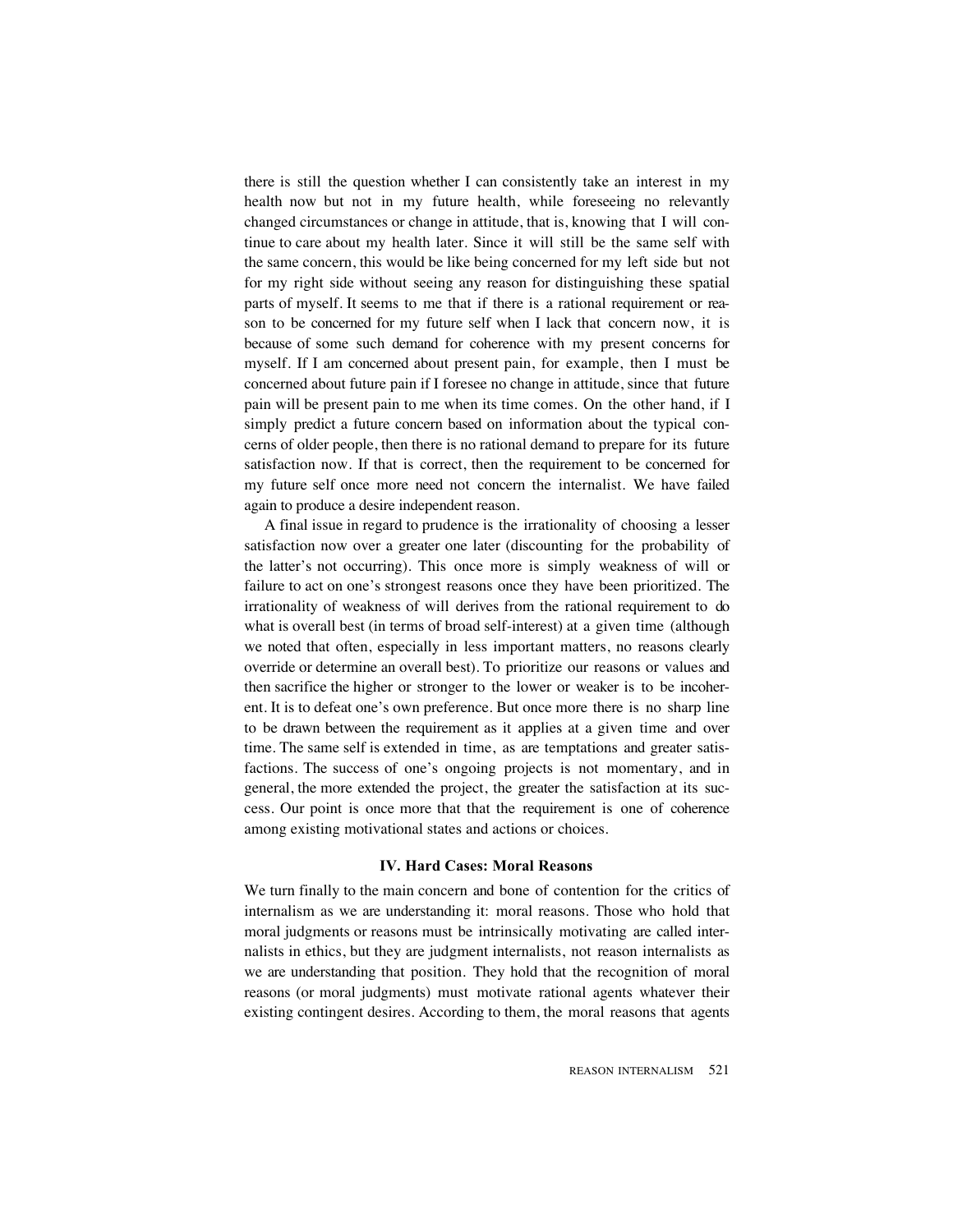there is still the question whether I can consistently take an interest in my health now but not in my future health, while foreseeing no relevantly changed circumstances or change in attitude, that is, knowing that I will continue to care about my health later. Since it will still be the same self with the same concern, this would be like being concerned for my left side but not for my right side without seeing any reason for distinguishing these spatial parts of myself. It seems to me that if there is a rational requirement or reason to be concerned for my future self when I lack that concern now, it is because of some such demand for coherence with my present concerns for myself. If I am concerned about present pain, for example, then I must be concerned about future pain if I foresee no change in attitude, since that future pain will be present pain to me when its time comes. On the other hand, if I simply predict a future concern based on information about the typical concerns of older people, then there is no rational demand to prepare for its future satisfaction now. If that is correct, then the requirement to be concerned for my future self once more need not concern the internalist. We have failed again to produce a desire independent reason.

A final issue in regard to prudence is the irrationality of choosing a lesser satisfaction now over a greater one later (discounting for the probability of the latter's not occurring). This once more is simply weakness of will or failure to act on one's strongest reasons once they have been prioritized. The irrationality of weakness of will derives from the rational requirement to do what is overall best (in terms of broad self-interest) at a given time (although we noted that often, especially in less important matters, no reasons clearly override or determine an overall best). To prioritize our reasons or values and then sacrifice the higher or stronger to the lower or weaker is to be incoherent. It is to defeat one's own preference. But once more there is no sharp line to be drawn between the requirement as it applies at a given time and over time. The same self is extended in time, as are temptations and greater satisfactions. The success of one's ongoing projects is not momentary, and in general, the more extended the project, the greater the satisfaction at its success. Our point is once more that that the requirement is one of coherence among existing motivational states and actions or choices.

### IV. Hard Cases: Moral Reasons

We turn finally to the main concern and bone of contention for the critics of internalism as we are understanding it: moral reasons. Those who hold that moral judgments or reasons must be intrinsically motivating are called internalists in ethics, but they are judgment internalists, not reason internalists as we are understanding that position. They hold that the recognition of moral reasons (or moral judgments) must motivate rational agents whatever their existing contingent desires. According to them, the moral reasons that agents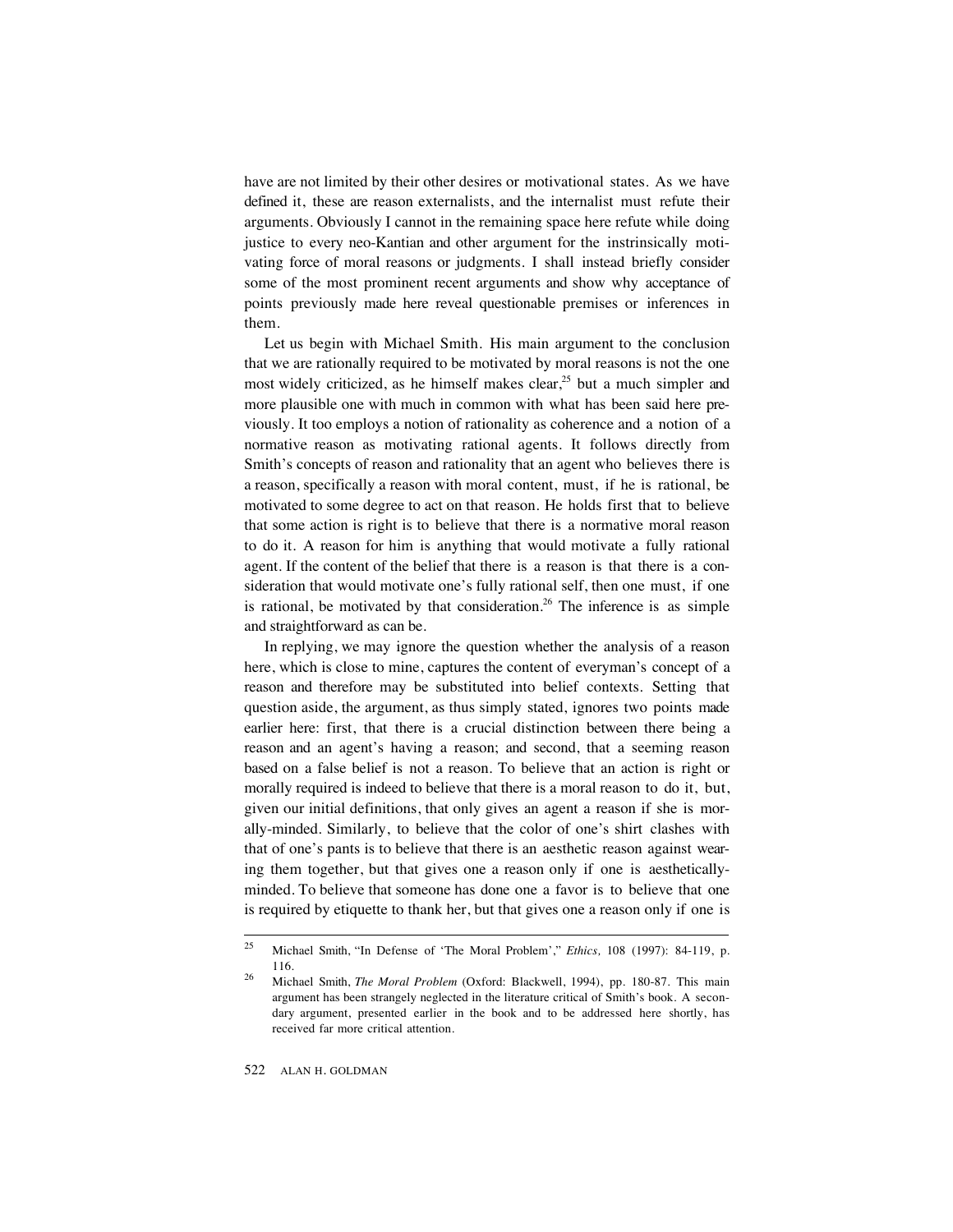have are not limited by their other desires or motivational states. As we have defined it, these are reason externalists, and the internalist must refute their arguments. Obviously I cannot in the remaining space here refute while doing justice to every neo-Kantian and other argument for the instrinsically motivating force of moral reasons or judgments. I shall instead briefly consider some of the most prominent recent arguments and show why acceptance of points previously made here reveal questionable premises or inferences in them.

Let us begin with Michael Smith. His main argument to the conclusion that we are rationally required to be motivated by moral reasons is not the one most widely criticized, as he himself makes clear,[25] but a much simpler and more plausible one with much in common with what has been said here previously. It too employs a notion of rationality as coherence and a notion of a normative reason as motivating rational agents. It follows directly from Smith's concepts of reason and rationality that an agent who believes there is a reason, specifically a reason with moral content, must, if he is rational, be motivated to some degree to act on that reason. He holds first that to believe that some action is right is to believe that there is a normative moral reason to do it. A reason for him is anything that would motivate a fully rational agent. If the content of the belief that there is a reason is that there is a consideration that would motivate one's fully rational self, then one must, if one is rational, be motivated by that consideration.[26] The inference is as simple and straightforward as can be.

In replying, we may ignore the question whether the analysis of a reason here, which is close to mine, captures the content of everyman's concept of a reason and therefore may be substituted into belief contexts. Setting that question aside, the argument, as thus simply stated, ignores two points made earlier here: first, that there is a crucial distinction between there being a reason and an agent's having a reason; and second, that a seeming reason based on a false belief is not a reason. To believe that an action is right or morally required is indeed to believe that there is a moral reason to do it, but, given our initial definitions, that only gives an agent a reason if she is morally-minded. Similarly, to believe that the color of one's shirt clashes with that of one's pants is to believe that there is an aesthetic reason against wearing them together, but that gives one a reason only if one is aesthetically-minded. To believe that someone has done one a favor is to believe that one is required by etiquette to thank her, but that gives one a reason only if one is

---

[25] Michael Smith, "In Defense of 'The Moral Problem'," *Ethics,* 108 (1997): 84-119, p. 116.

[26] Michael Smith, *The Moral Problem* (Oxford: Blackwell, 1994), pp. 180-87. This main argument has been strangely neglected in the literature critical of Smith's book. A secondary argument, presented earlier in the book and to be addressed here shortly, has received far more critical attention.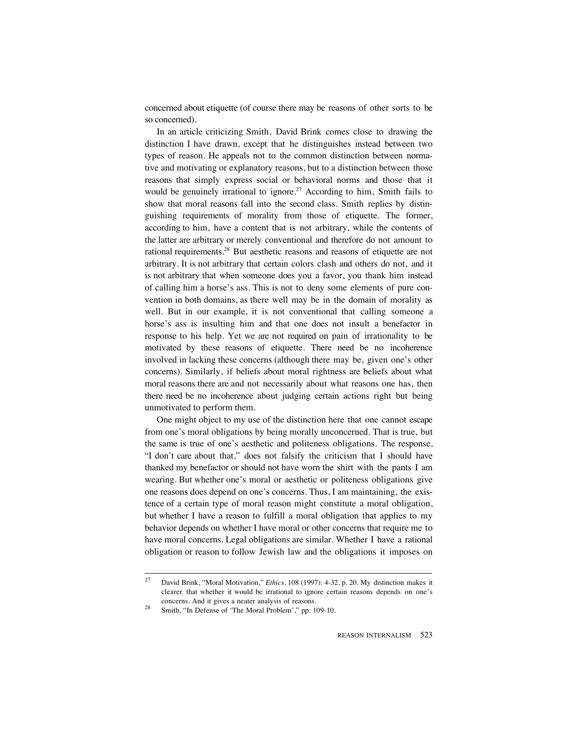concerned about etiquette (of course there may be reasons of other sorts to be so concerned).

In an article criticizing Smith, David Brink comes close to drawing the distinction I have drawn, except that he distinguishes instead between two types of reason. He appeals not to the common distinction between normative and motivating or explanatory reasons, but to a distinction between those reasons that simply express social or behavioral norms and those that it would be genuinely irrational to ignore.[27] According to him, Smith fails to show that moral reasons fall into the second class. Smith replies by distinguishing requirements of morality from those of etiquette. The former, according to him, have a content that is not arbitrary, while the contents of the latter are arbitrary or merely conventional and therefore do not amount to rational requirements.[28] But aesthetic reasons and reasons of etiquette are not arbitrary. It is not arbitrary that certain colors clash and others do not, and it is not arbitrary that when someone does you a favor, you thank him instead of calling him a horse's ass. This is not to deny some elements of pure convention in both domains, as there well may be in the domain of morality as well. But in our example, it is not conventional that calling someone a horse's ass is insulting him and that one does not insult a benefactor in response to his help. Yet we are not required on pain of irrationality to be motivated by these reasons of etiquette. There need be no incoherence involved in lacking these concerns (although there may be, given one's other concerns). Similarly, if beliefs about moral rightness are beliefs about what moral reasons there are and not necessarily about what reasons one has, then there need be no incoherence about judging certain actions right but being unmotivated to perform them.

One might object to my use of the distinction here that one cannot escape from one's moral obligations by being morally unconcerned. That is true, but the same is true of one's aesthetic and politeness obligations. The response, "I don't care about that," does not falsify the criticism that I should have thanked my benefactor or should not have worn the shirt with the pants I am wearing. But whether one's moral or aesthetic or politeness obligations give one reasons does depend on one's concerns. Thus, I am maintaining, the existence of a certain type of moral reason might constitute a moral obligation, but whether I have a reason to fulfill a moral obligation that applies to my behavior depends on whether I have moral or other concerns that require me to have moral concerns. Legal obligations are similar. Whether I have a rational obligation or reason to follow Jewish law and the obligations it imposes on

---

[27] David Brink, "Moral Motivation," *Ethics*, 108 (1997): 4-32, p. 20. My distinction makes it clearer that whether it would be irrational to ignore certain reasons depends on one's concerns. And it gives a neater analysis of reasons.

[28] Smith, "In Defense of 'The Moral Problem'," pp. 109-10.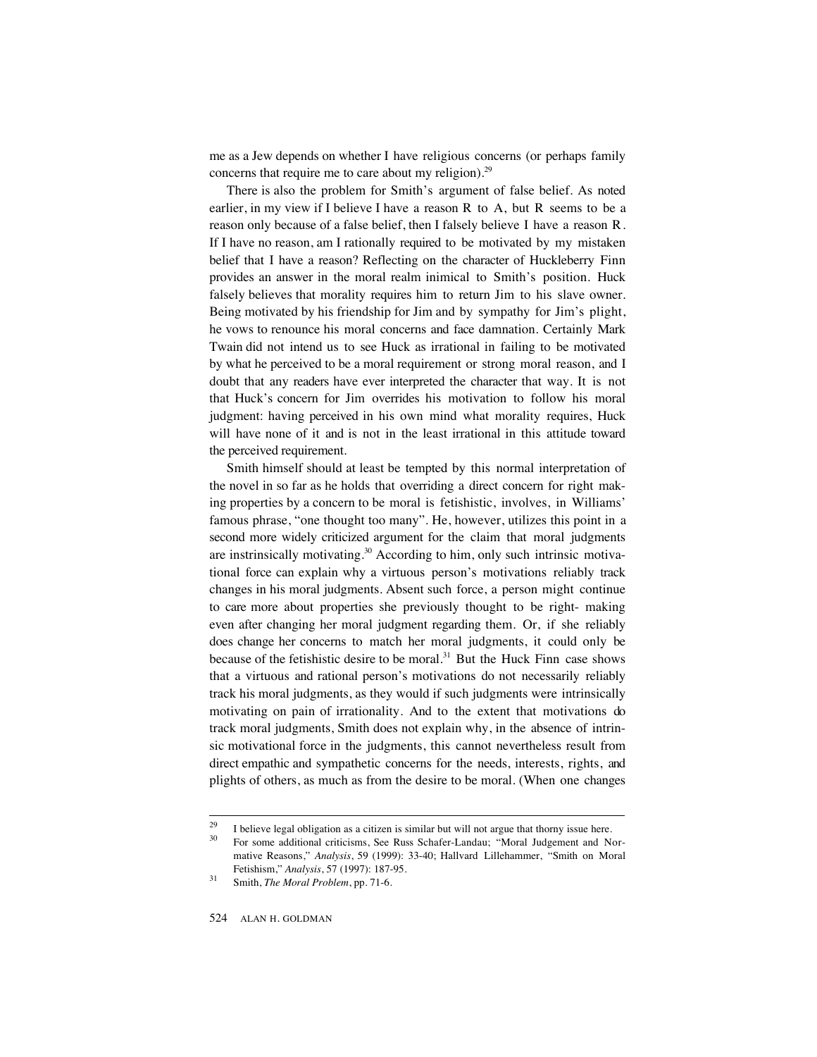me as a Jew depends on whether I have religious concerns (or perhaps family concerns that require me to care about my religion).[29]

There is also the problem for Smith's argument of false belief. As noted earlier, in my view if I believe I have a reason R to A, but R seems to be a reason only because of a false belief, then I falsely believe I have a reason R. If I have no reason, am I rationally required to be motivated by my mistaken belief that I have a reason? Reflecting on the character of Huckleberry Finn provides an answer in the moral realm inimical to Smith's position. Huck falsely believes that morality requires him to return Jim to his slave owner. Being motivated by his friendship for Jim and by sympathy for Jim's plight, he vows to renounce his moral concerns and face damnation. Certainly Mark Twain did not intend us to see Huck as irrational in failing to be motivated by what he perceived to be a moral requirement or strong moral reason, and I doubt that any readers have ever interpreted the character that way. It is not that Huck's concern for Jim overrides his motivation to follow his moral judgment: having perceived in his own mind what morality requires, Huck will have none of it and is not in the least irrational in this attitude toward the perceived requirement.

Smith himself should at least be tempted by this normal interpretation of the novel in so far as he holds that overriding a direct concern for right making properties by a concern to be moral is fetishistic, involves, in Williams' famous phrase, "one thought too many". He, however, utilizes this point in a second more widely criticized argument for the claim that moral judgments are instrinsically motivating.[30] According to him, only such intrinsic motivational force can explain why a virtuous person's motivations reliably track changes in his moral judgments. Absent such force, a person might continue to care more about properties she previously thought to be right- making even after changing her moral judgment regarding them. Or, if she reliably does change her concerns to match her moral judgments, it could only be because of the fetishistic desire to be moral.[31] But the Huck Finn case shows that a virtuous and rational person's motivations do not necessarily reliably track his moral judgments, as they would if such judgments were intrinsically motivating on pain of irrationality. And to the extent that motivations do track moral judgments, Smith does not explain why, in the absence of intrinsic motivational force in the judgments, this cannot nevertheless result from direct empathic and sympathetic concerns for the needs, interests, rights, and plights of others, as much as from the desire to be moral. (When one changes

---

[29] I believe legal obligation as a citizen is similar but will not argue that thorny issue here.

[30] For some additional criticisms, See Russ Schafer-Landau; "Moral Judgement and Normative Reasons," *Analysis*, 59 (1999): 33-40; Hallvard Lillehammer, "Smith on Moral Fetishism," *Analysis*, 57 (1997): 187-95.

[31] Smith, *The Moral Problem*, pp. 71-6.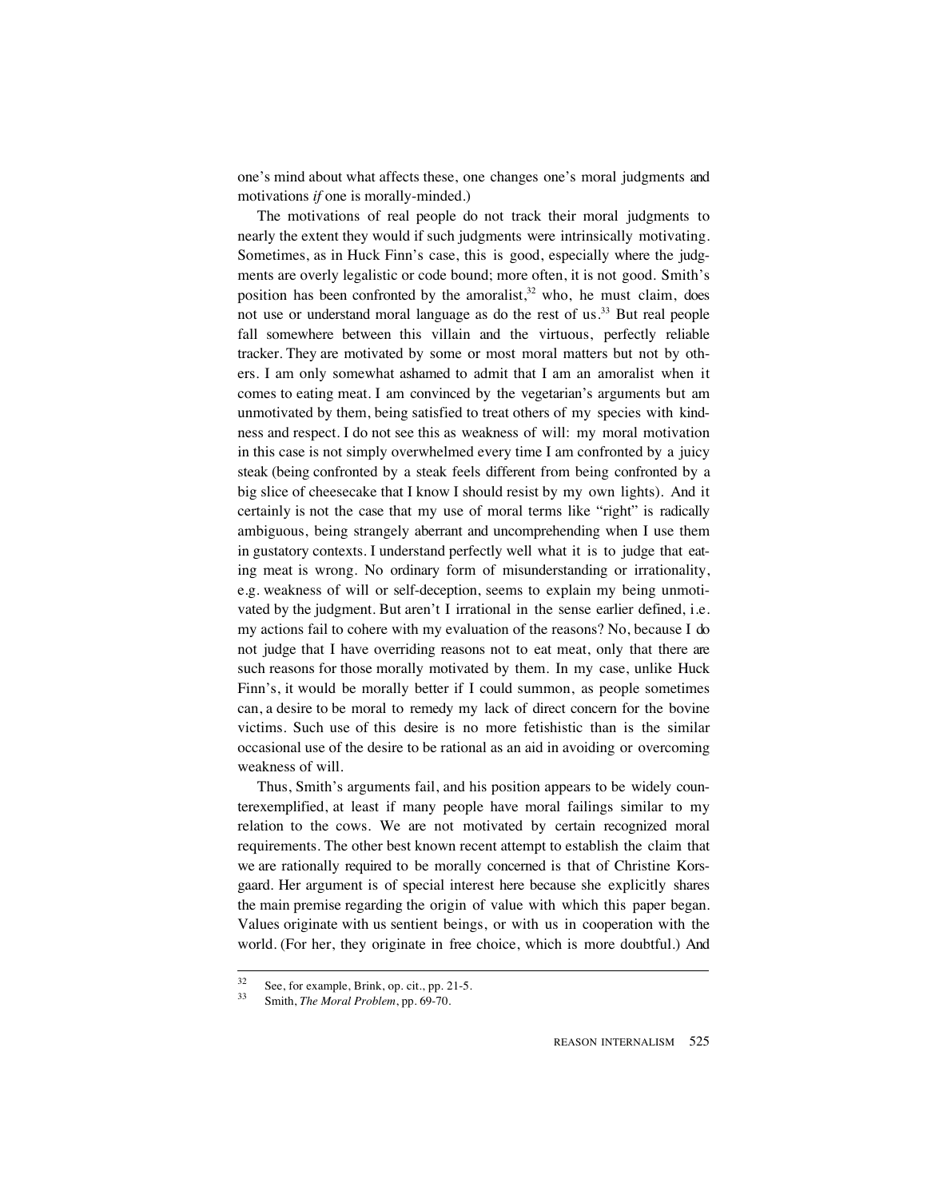one's mind about what affects these, one changes one's moral judgments and motivations *if* one is morally-minded.)

The motivations of real people do not track their moral judgments to nearly the extent they would if such judgments were intrinsically motivating. Sometimes, as in Huck Finn's case, this is good, especially where the judgments are overly legalistic or code bound; more often, it is not good. Smith's position has been confronted by the amoralist,[32] who, he must claim, does not use or understand moral language as do the rest of us.[33] But real people fall somewhere between this villain and the virtuous, perfectly reliable tracker. They are motivated by some or most moral matters but not by others. I am only somewhat ashamed to admit that I am an amoralist when it comes to eating meat. I am convinced by the vegetarian's arguments but am unmotivated by them, being satisfied to treat others of my species with kindness and respect. I do not see this as weakness of will: my moral motivation in this case is not simply overwhelmed every time I am confronted by a juicy steak (being confronted by a steak feels different from being confronted by a big slice of cheesecake that I know I should resist by my own lights). And it certainly is not the case that my use of moral terms like "right" is radically ambiguous, being strangely aberrant and uncomprehending when I use them in gustatory contexts. I understand perfectly well what it is to judge that eating meat is wrong. No ordinary form of misunderstanding or irrationality, e.g. weakness of will or self-deception, seems to explain my being unmotivated by the judgment. But aren't I irrational in the sense earlier defined, i.e. my actions fail to cohere with my evaluation of the reasons? No, because I do not judge that I have overriding reasons not to eat meat, only that there are such reasons for those morally motivated by them. In my case, unlike Huck Finn's, it would be morally better if I could summon, as people sometimes can, a desire to be moral to remedy my lack of direct concern for the bovine victims. Such use of this desire is no more fetishistic than is the similar occasional use of the desire to be rational as an aid in avoiding or overcoming weakness of will.

Thus, Smith's arguments fail, and his position appears to be widely counterexemplified, at least if many people have moral failings similar to my relation to the cows. We are not motivated by certain recognized moral requirements. The other best known recent attempt to establish the claim that we are rationally required to be morally concerned is that of Christine Korsgaard. Her argument is of special interest here because she explicitly shares the main premise regarding the origin of value with which this paper began. Values originate with us sentient beings, or with us in cooperation with the world. (For her, they originate in free choice, which is more doubtful.) And

---

[32] See, for example, Brink, op. cit., pp. 21-5.

[33] Smith, *The Moral Problem*, pp. 69-70.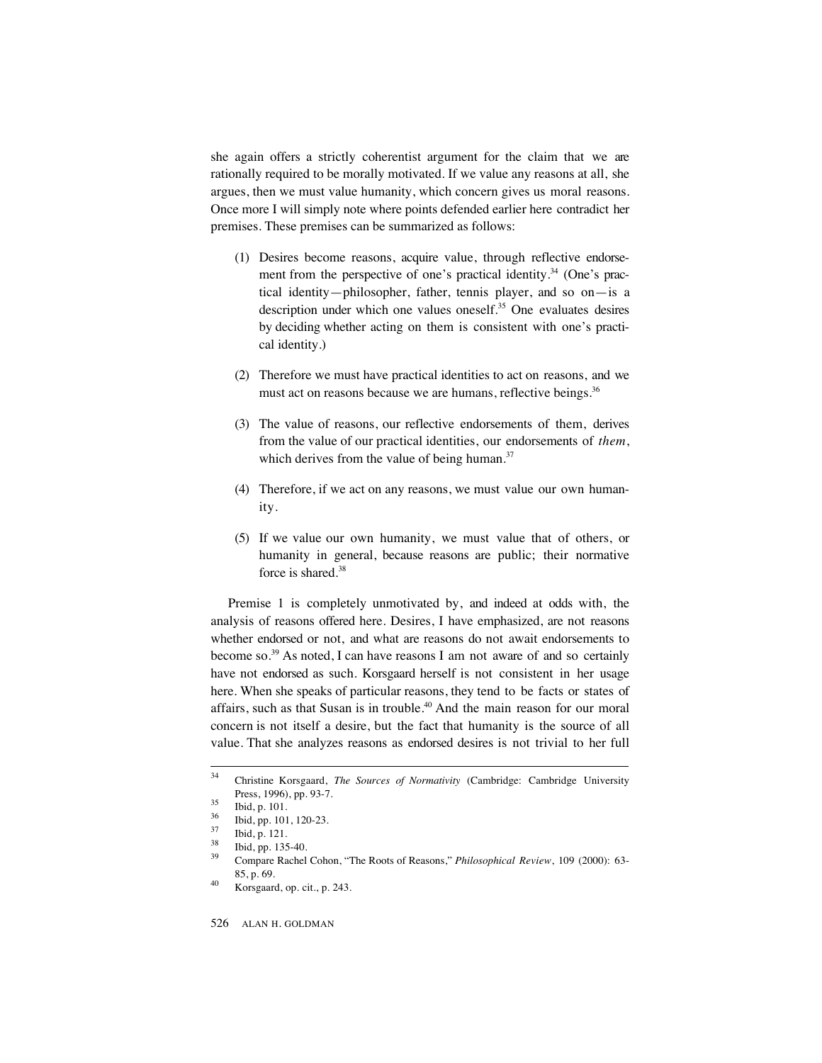she again offers a strictly coherentist argument for the claim that we are rationally required to be morally motivated. If we value any reasons at all, she argues, then we must value humanity, which concern gives us moral reasons. Once more I will simply note where points defended earlier here contradict her premises. These premises can be summarized as follows:

(1) Desires become reasons, acquire value, through reflective endorsement from the perspective of one's practical identity.[34] (One's practical identity—philosopher, father, tennis player, and so on—is a description under which one values oneself.[35] One evaluates desires by deciding whether acting on them is consistent with one's practical identity.)

(2) Therefore we must have practical identities to act on reasons, and we must act on reasons because we are humans, reflective beings.[36]

(3) The value of reasons, our reflective endorsements of them, derives from the value of our practical identities, our endorsements of *them*, which derives from the value of being human.[37]

(4) Therefore, if we act on any reasons, we must value our own humanity.

(5) If we value our own humanity, we must value that of others, or humanity in general, because reasons are public; their normative force is shared.[38]

Premise 1 is completely unmotivated by, and indeed at odds with, the analysis of reasons offered here. Desires, I have emphasized, are not reasons whether endorsed or not, and what are reasons do not await endorsements to become so.[39] As noted, I can have reasons I am not aware of and so certainly have not endorsed as such. Korsgaard herself is not consistent in her usage here. When she speaks of particular reasons, they tend to be facts or states of affairs, such as that Susan is in trouble.[40] And the main reason for our moral concern is not itself a desire, but the fact that humanity is the source of all value. That she analyzes reasons as endorsed desires is not trivial to her full

---

[34] Christine Korsgaard, *The Sources of Normativity* (Cambridge: Cambridge University Press, 1996), pp. 93-7.

[35] Ibid, p. 101.

[36] Ibid, pp. 101, 120-23.

[37] Ibid, p. 121.

[38] Ibid, pp. 135-40.

[39] Compare Rachel Cohon, "The Roots of Reasons," *Philosophical Review*, 109 (2000): 63-85, p. 69.

[40] Korsgaard, op. cit., p. 243.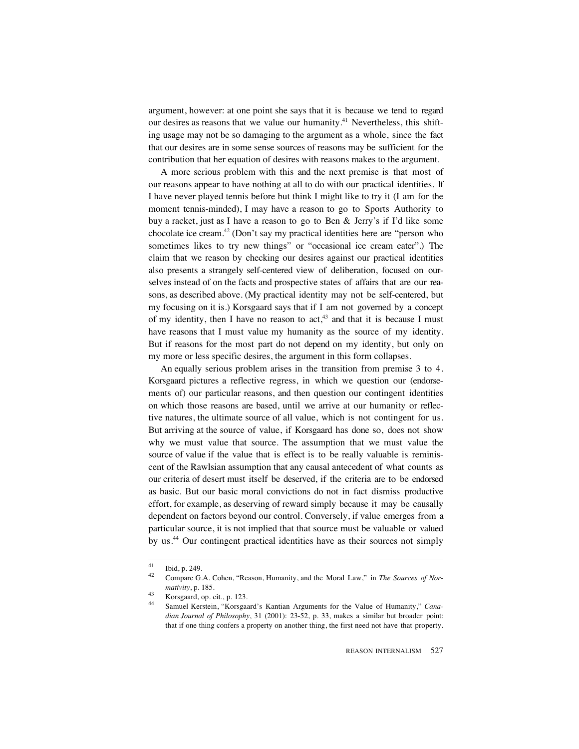argument, however: at one point she says that it is because we tend to regard our desires as reasons that we value our humanity.[41] Nevertheless, this shifting usage may not be so damaging to the argument as a whole, since the fact that our desires are in some sense sources of reasons may be sufficient for the contribution that her equation of desires with reasons makes to the argument.

A more serious problem with this and the next premise is that most of our reasons appear to have nothing at all to do with our practical identities. If I have never played tennis before but think I might like to try it (I am for the moment tennis-minded), I may have a reason to go to Sports Authority to buy a racket, just as I have a reason to go to Ben & Jerry's if I'd like some chocolate ice cream.[42] (Don't say my practical identities here are "person who sometimes likes to try new things" or "occasional ice cream eater".) The claim that we reason by checking our desires against our practical identities also presents a strangely self-centered view of deliberation, focused on ourselves instead of on the facts and prospective states of affairs that are our reasons, as described above. (My practical identity may not be self-centered, but my focusing on it is.) Korsgaard says that if I am not governed by a concept of my identity, then I have no reason to act,[43] and that it is because I must have reasons that I must value my humanity as the source of my identity. But if reasons for the most part do not depend on my identity, but only on my more or less specific desires, the argument in this form collapses.

An equally serious problem arises in the transition from premise 3 to 4. Korsgaard pictures a reflective regress, in which we question our (endorsements of) our particular reasons, and then question our contingent identities on which those reasons are based, until we arrive at our humanity or reflective natures, the ultimate source of all value, which is not contingent for us. But arriving at the source of value, if Korsgaard has done so, does not show why we must value that source. The assumption that we must value the source of value if the value that is effect is to be really valuable is reminiscent of the Rawlsian assumption that any causal antecedent of what counts as our criteria of desert must itself be deserved, if the criteria are to be endorsed as basic. But our basic moral convictions do not in fact dismiss productive effort, for example, as deserving of reward simply because it may be causally dependent on factors beyond our control. Conversely, if value emerges from a particular source, it is not implied that that source must be valuable or valued by us.[44] Our contingent practical identities have as their sources not simply

---

[41] Ibid, p. 249.

[42] Compare G.A. Cohen, "Reason, Humanity, and the Moral Law," in *The Sources of Normativity*, p. 185.

[43] Korsgaard, op. cit., p. 123.

[44] Samuel Kerstein, "Korsgaard's Kantian Arguments for the Value of Humanity," *Canadian Journal of Philosophy*, 31 (2001): 23-52, p. 33, makes a similar but broader point: that if one thing confers a property on another thing, the first need not have that property.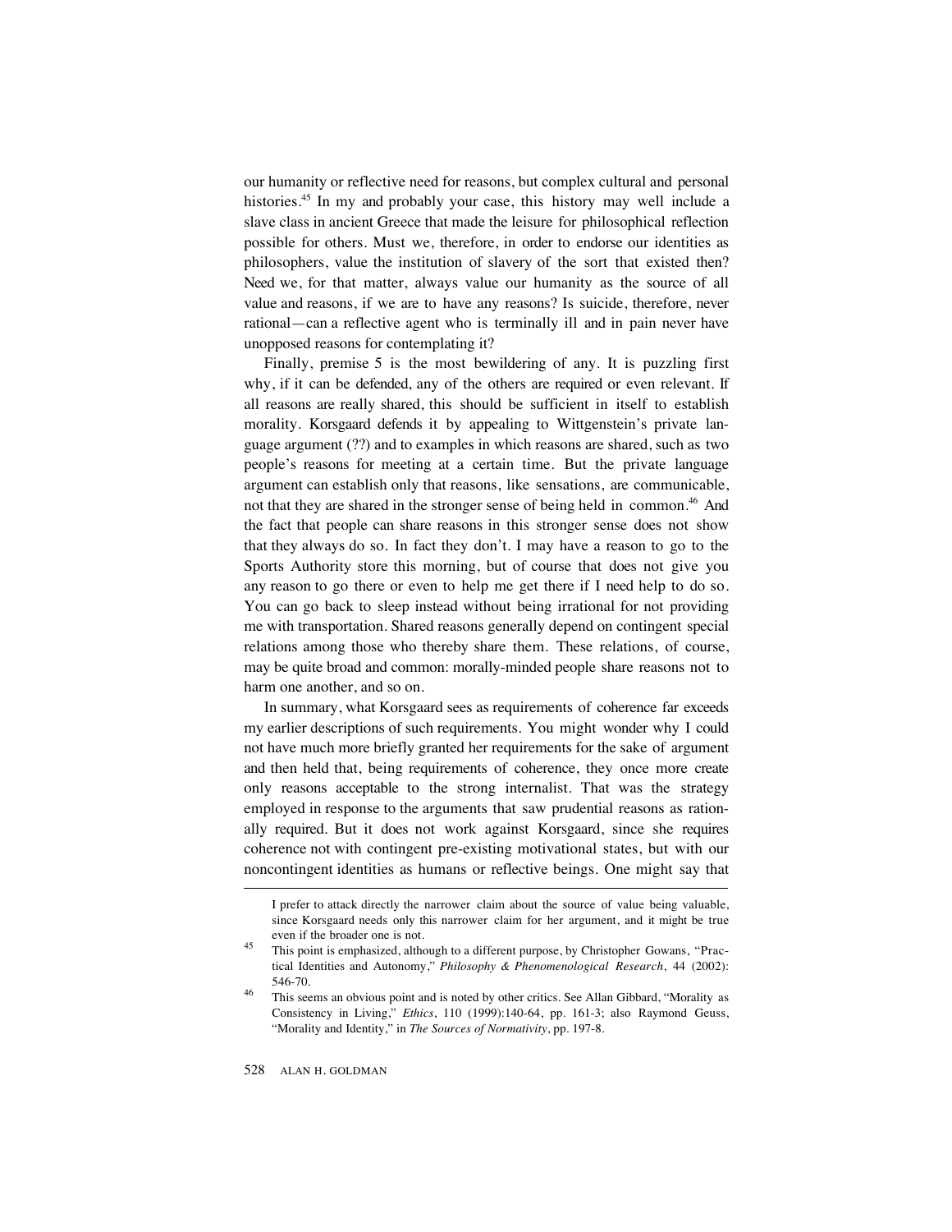our humanity or reflective need for reasons, but complex cultural and personal histories.[45] In my and probably your case, this history may well include a slave class in ancient Greece that made the leisure for philosophical reflection possible for others. Must we, therefore, in order to endorse our identities as philosophers, value the institution of slavery of the sort that existed then? Need we, for that matter, always value our humanity as the source of all value and reasons, if we are to have any reasons? Is suicide, therefore, never rational—can a reflective agent who is terminally ill and in pain never have unopposed reasons for contemplating it?

Finally, premise 5 is the most bewildering of any. It is puzzling first why, if it can be defended, any of the others are required or even relevant. If all reasons are really shared, this should be sufficient in itself to establish morality. Korsgaard defends it by appealing to Wittgenstein's private language argument (??) and to examples in which reasons are shared, such as two people's reasons for meeting at a certain time. But the private language argument can establish only that reasons, like sensations, are communicable, not that they are shared in the stronger sense of being held in common.[46] And the fact that people can share reasons in this stronger sense does not show that they always do so. In fact they don't. I may have a reason to go to the Sports Authority store this morning, but of course that does not give you any reason to go there or even to help me get there if I need help to do so. You can go back to sleep instead without being irrational for not providing me with transportation. Shared reasons generally depend on contingent special relations among those who thereby share them. These relations, of course, may be quite broad and common: morally-minded people share reasons not to harm one another, and so on.

In summary, what Korsgaard sees as requirements of coherence far exceeds my earlier descriptions of such requirements. You might wonder why I could not have much more briefly granted her requirements for the sake of argument and then held that, being requirements of coherence, they once more create only reasons acceptable to the strong internalist. That was the strategy employed in response to the arguments that saw prudential reasons as rationally required. But it does not work against Korsgaard, since she requires coherence not with contingent pre-existing motivational states, but with our noncontingent identities as humans or reflective beings. One might say that

---

I prefer to attack directly the narrower claim about the source of value being valuable, since Korsgaard needs only this narrower claim for her argument, and it might be true even if the broader one is not.

[45] This point is emphasized, although to a different purpose, by Christopher Gowans, "Practical Identities and Autonomy," *Philosophy & Phenomenological Research*, 44 (2002): 546-70.

[46] This seems an obvious point and is noted by other critics. See Allan Gibbard, "Morality as Consistency in Living," *Ethics*, 110 (1999):140-64, pp. 161-3; also Raymond Geuss, "Morality and Identity," in *The Sources of Normativity*, pp. 197-8.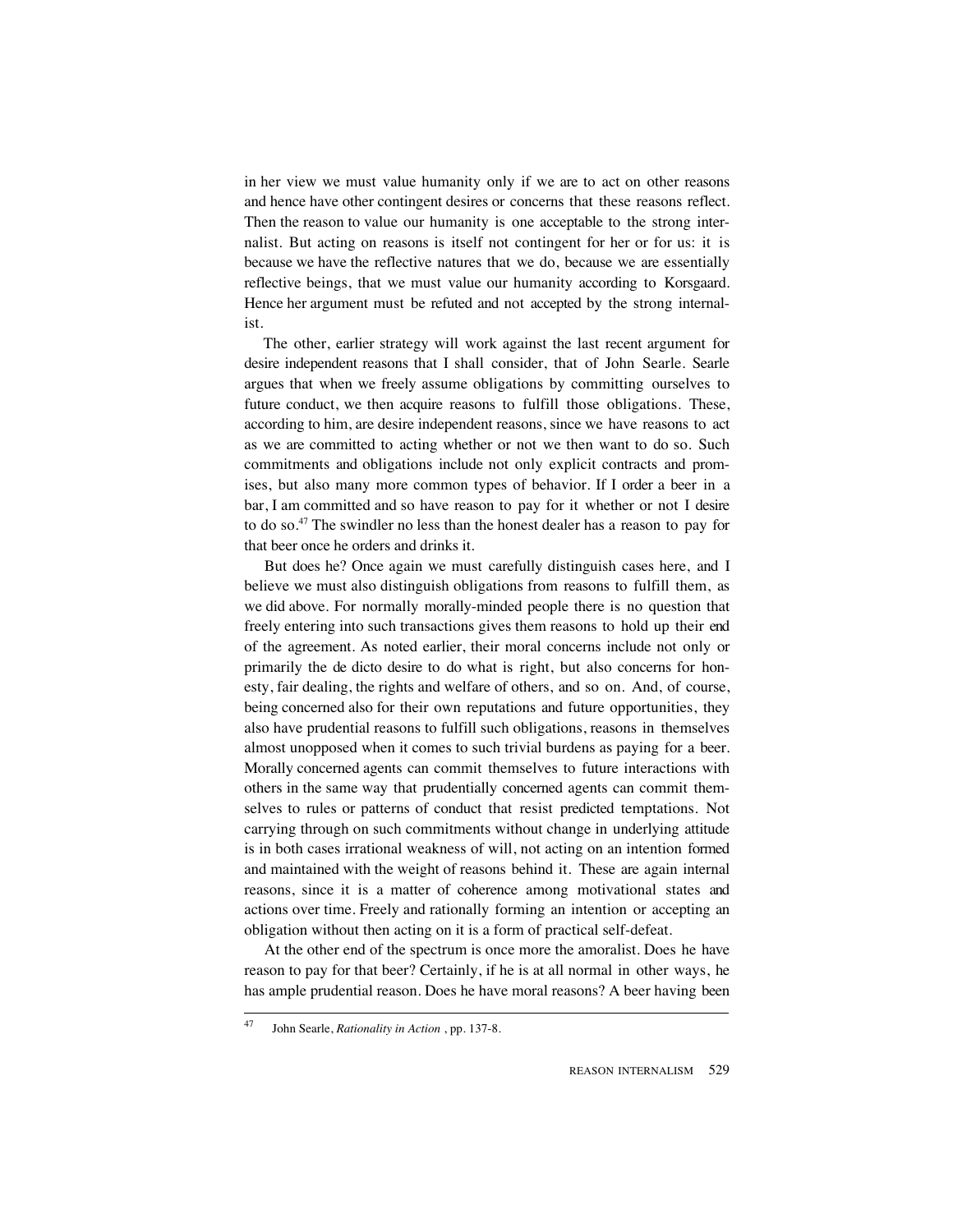in her view we must value humanity only if we are to act on other reasons and hence have other contingent desires or concerns that these reasons reflect. Then the reason to value our humanity is one acceptable to the strong internalist. But acting on reasons is itself not contingent for her or for us: it is because we have the reflective natures that we do, because we are essentially reflective beings, that we must value our humanity according to Korsgaard. Hence her argument must be refuted and not accepted by the strong internalist.

The other, earlier strategy will work against the last recent argument for desire independent reasons that I shall consider, that of John Searle. Searle argues that when we freely assume obligations by committing ourselves to future conduct, we then acquire reasons to fulfill those obligations. These, according to him, are desire independent reasons, since we have reasons to act as we are committed to acting whether or not we then want to do so. Such commitments and obligations include not only explicit contracts and promises, but also many more common types of behavior. If I order a beer in a bar, I am committed and so have reason to pay for it whether or not I desire to do so.[47] The swindler no less than the honest dealer has a reason to pay for that beer once he orders and drinks it.

But does he? Once again we must carefully distinguish cases here, and I believe we must also distinguish obligations from reasons to fulfill them, as we did above. For normally morally-minded people there is no question that freely entering into such transactions gives them reasons to hold up their end of the agreement. As noted earlier, their moral concerns include not only or primarily the de dicto desire to do what is right, but also concerns for honesty, fair dealing, the rights and welfare of others, and so on. And, of course, being concerned also for their own reputations and future opportunities, they also have prudential reasons to fulfill such obligations, reasons in themselves almost unopposed when it comes to such trivial burdens as paying for a beer. Morally concerned agents can commit themselves to future interactions with others in the same way that prudentially concerned agents can commit themselves to rules or patterns of conduct that resist predicted temptations. Not carrying through on such commitments without change in underlying attitude is in both cases irrational weakness of will, not acting on an intention formed and maintained with the weight of reasons behind it. These are again internal reasons, since it is a matter of coherence among motivational states and actions over time. Freely and rationally forming an intention or accepting an obligation without then acting on it is a form of practical self-defeat.

At the other end of the spectrum is once more the amoralist. Does he have reason to pay for that beer? Certainly, if he is at all normal in other ways, he has ample prudential reason. Does he have moral reasons? A beer having been

---

[47] John Searle, *Rationality in Action*, pp. 137-8.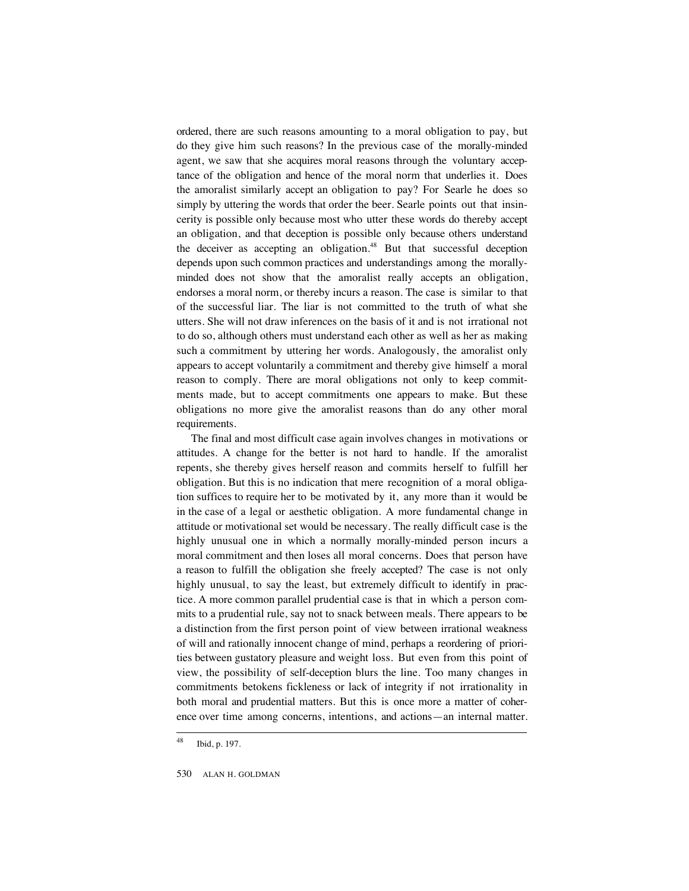ordered, there are such reasons amounting to a moral obligation to pay, but do they give him such reasons? In the previous case of the morally-minded agent, we saw that she acquires moral reasons through the voluntary acceptance of the obligation and hence of the moral norm that underlies it. Does the amoralist similarly accept an obligation to pay? For Searle he does so simply by uttering the words that order the beer. Searle points out that insincerity is possible only because most who utter these words do thereby accept an obligation, and that deception is possible only because others understand the deceiver as accepting an obligation.[48] But that successful deception depends upon such common practices and understandings among the morally-minded does not show that the amoralist really accepts an obligation, endorses a moral norm, or thereby incurs a reason. The case is similar to that of the successful liar. The liar is not committed to the truth of what she utters. She will not draw inferences on the basis of it and is not irrational not to do so, although others must understand each other as well as her as making such a commitment by uttering her words. Analogously, the amoralist only appears to accept voluntarily a commitment and thereby give himself a moral reason to comply. There are moral obligations not only to keep commitments made, but to accept commitments one appears to make. But these obligations no more give the amoralist reasons than do any other moral requirements.

The final and most difficult case again involves changes in motivations or attitudes. A change for the better is not hard to handle. If the amoralist repents, she thereby gives herself reason and commits herself to fulfill her obligation. But this is no indication that mere recognition of a moral obligation suffices to require her to be motivated by it, any more than it would be in the case of a legal or aesthetic obligation. A more fundamental change in attitude or motivational set would be necessary. The really difficult case is the highly unusual one in which a normally morally-minded person incurs a moral commitment and then loses all moral concerns. Does that person have a reason to fulfill the obligation she freely accepted? The case is not only highly unusual, to say the least, but extremely difficult to identify in practice. A more common parallel prudential case is that in which a person commits to a prudential rule, say not to snack between meals. There appears to be a distinction from the first person point of view between irrational weakness of will and rationally innocent change of mind, perhaps a reordering of priorities between gustatory pleasure and weight loss. But even from this point of view, the possibility of self-deception blurs the line. Too many changes in commitments betokens fickleness or lack of integrity if not irrationality in both moral and prudential matters. But this is once more a matter of coherence over time among concerns, intentions, and actions—an internal matter.

---

[48] Ibid, p. 197.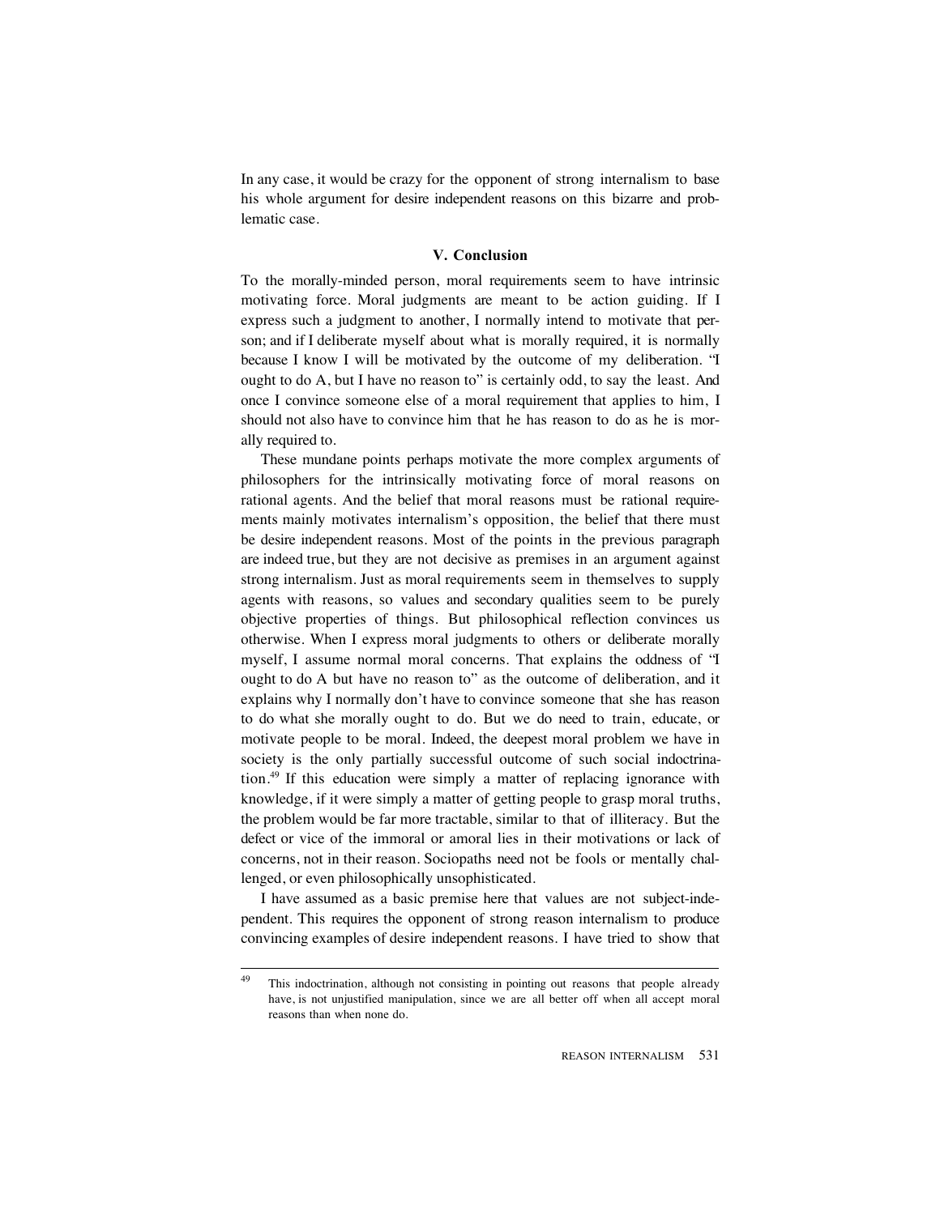In any case, it would be crazy for the opponent of strong internalism to base his whole argument for desire independent reasons on this bizarre and problematic case.

## V. Conclusion

To the morally-minded person, moral requirements seem to have intrinsic motivating force. Moral judgments are meant to be action guiding. If I express such a judgment to another, I normally intend to motivate that person; and if I deliberate myself about what is morally required, it is normally because I know I will be motivated by the outcome of my deliberation. "I ought to do A, but I have no reason to" is certainly odd, to say the least. And once I convince someone else of a moral requirement that applies to him, I should not also have to convince him that he has reason to do as he is morally required to.

These mundane points perhaps motivate the more complex arguments of philosophers for the intrinsically motivating force of moral reasons on rational agents. And the belief that moral reasons must be rational requirements mainly motivates internalism's opposition, the belief that there must be desire independent reasons. Most of the points in the previous paragraph are indeed true, but they are not decisive as premises in an argument against strong internalism. Just as moral requirements seem in themselves to supply agents with reasons, so values and secondary qualities seem to be purely objective properties of things. But philosophical reflection convinces us otherwise. When I express moral judgments to others or deliberate morally myself, I assume normal moral concerns. That explains the oddness of "I ought to do A but have no reason to" as the outcome of deliberation, and it explains why I normally don't have to convince someone that she has reason to do what she morally ought to do. But we do need to train, educate, or motivate people to be moral. Indeed, the deepest moral problem we have in society is the only partially successful outcome of such social indoctrination.[49] If this education were simply a matter of replacing ignorance with knowledge, if it were simply a matter of getting people to grasp moral truths, the problem would be far more tractable, similar to that of illiteracy. But the defect or vice of the immoral or amoral lies in their motivations or lack of concerns, not in their reason. Sociopaths need not be fools or mentally challenged, or even philosophically unsophisticated.

I have assumed as a basic premise here that values are not subject-independent. This requires the opponent of strong reason internalism to produce convincing examples of desire independent reasons. I have tried to show that

---

[49] This indoctrination, although not consisting in pointing out reasons that people already have, is not unjustified manipulation, since we are all better off when all accept moral reasons than when none do.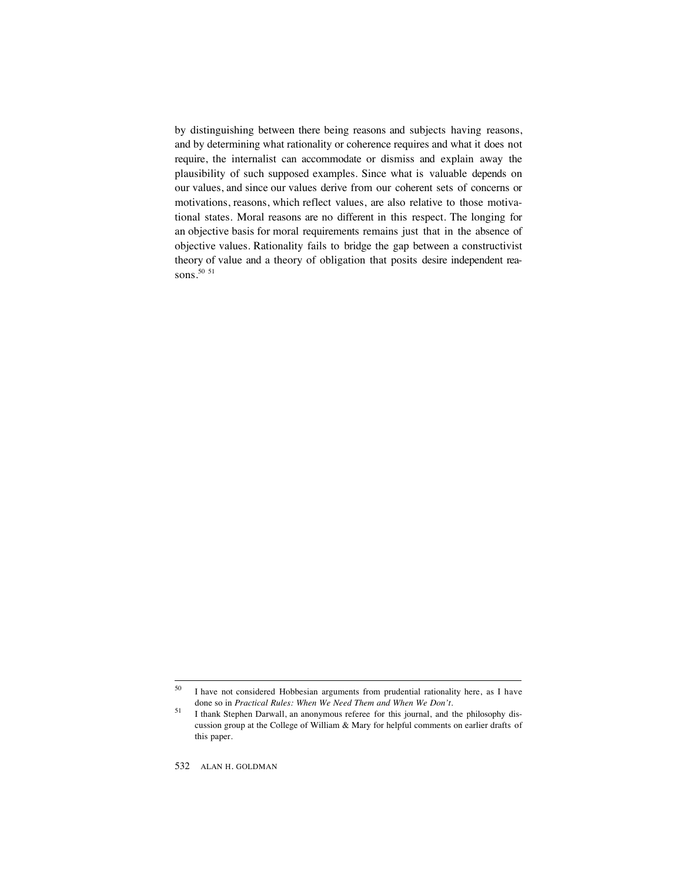by distinguishing between there being reasons and subjects having reasons, and by determining what rationality or coherence requires and what it does not require, the internalist can accommodate or dismiss and explain away the plausibility of such supposed examples. Since what is valuable depends on our values, and since our values derive from our coherent sets of concerns or motivations, reasons, which reflect values, are also relative to those motivational states. Moral reasons are no different in this respect. The longing for an objective basis for moral requirements remains just that in the absence of objective values. Rationality fails to bridge the gap between a constructivist theory of value and a theory of obligation that posits desire independent reasons.[50] [51]

---

[50] I have not considered Hobbesian arguments from prudential rationality here, as I have done so in *Practical Rules: When We Need Them and When We Don't*.

[51] I thank Stephen Darwall, an anonymous referee for this journal, and the philosophy discussion group at the College of William & Mary for helpful comments on earlier drafts of this paper.